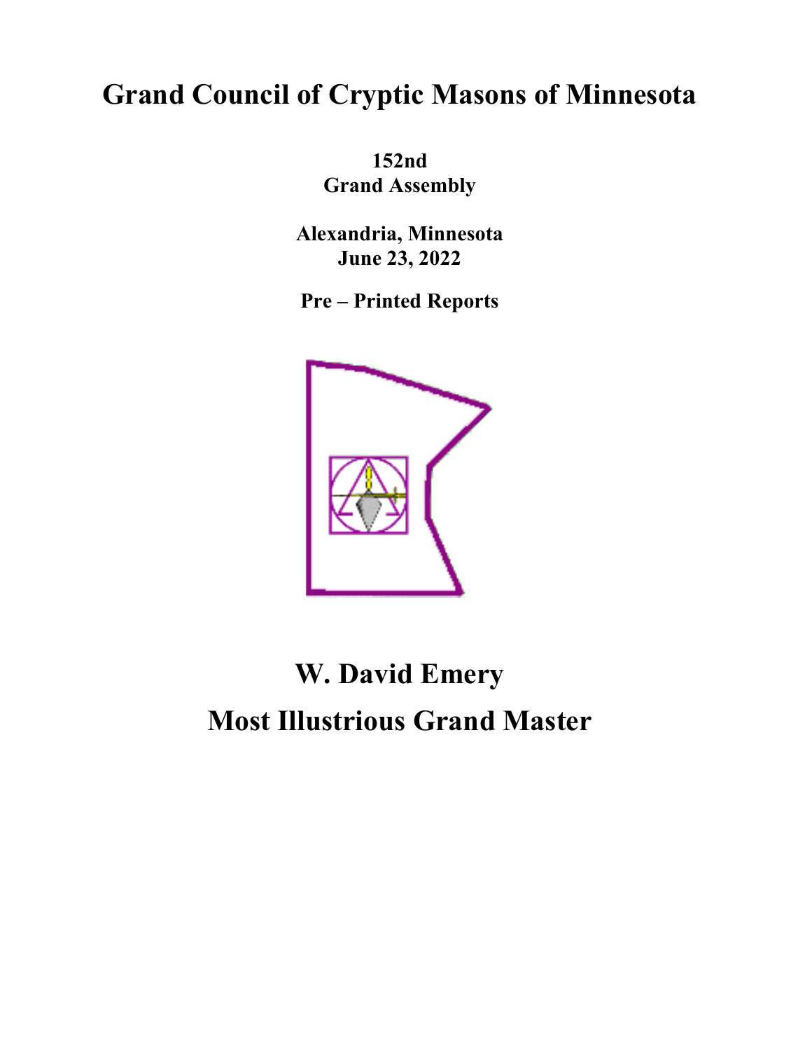# Grand Council of Cryptic Masons of Minnesota

**152nd**
**Grand Assembly**

**Alexandria, Minnesota**
**June 23, 2022**

**Pre – Printed Reports**

## W. David Emery

## Most Illustrious Grand Master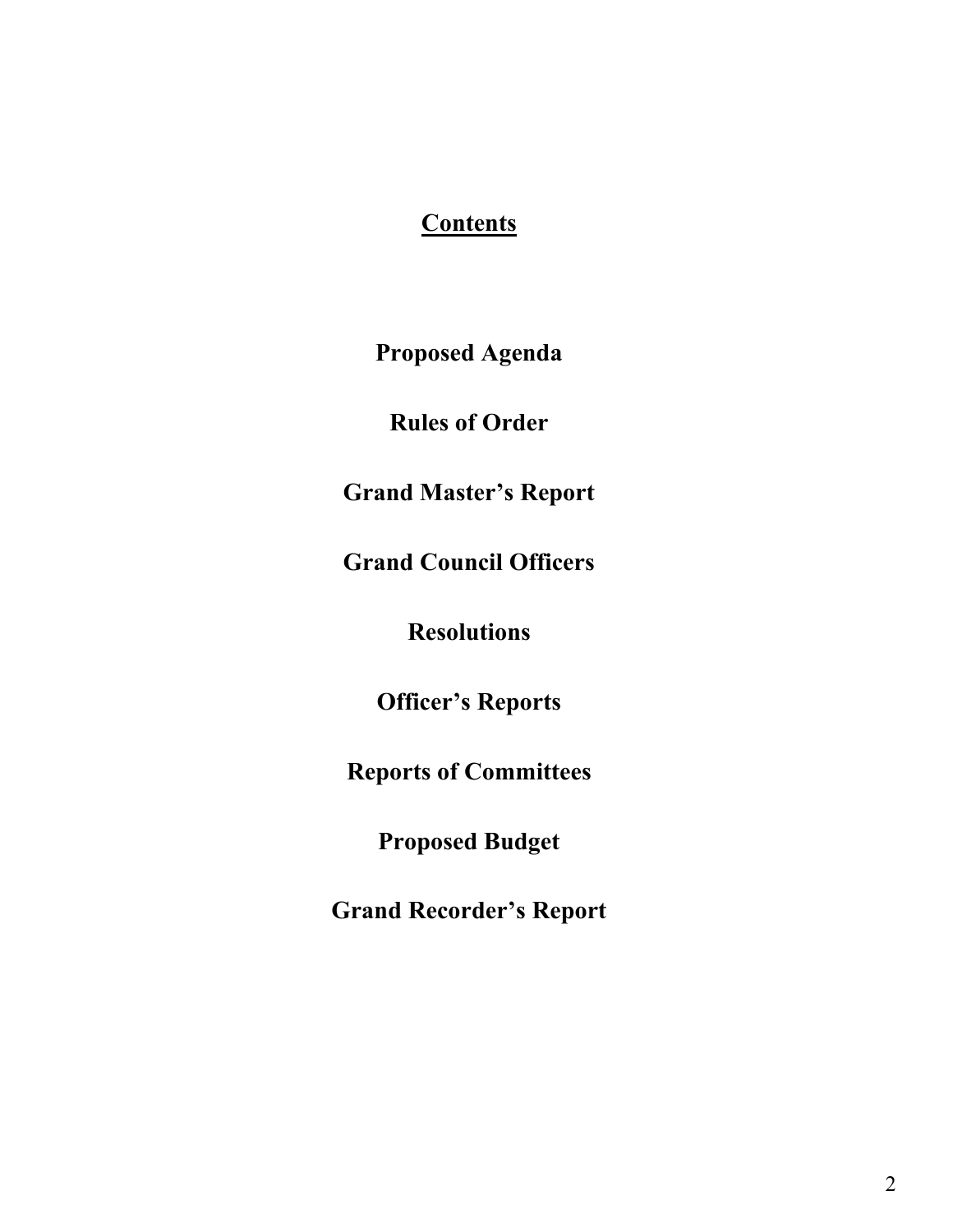# Contents

**Proposed Agenda**

**Rules of Order**

**Grand Master's Report**

**Grand Council Officers**

**Resolutions**

**Officer's Reports**

**Reports of Committees**

**Proposed Budget**

**Grand Recorder's Report**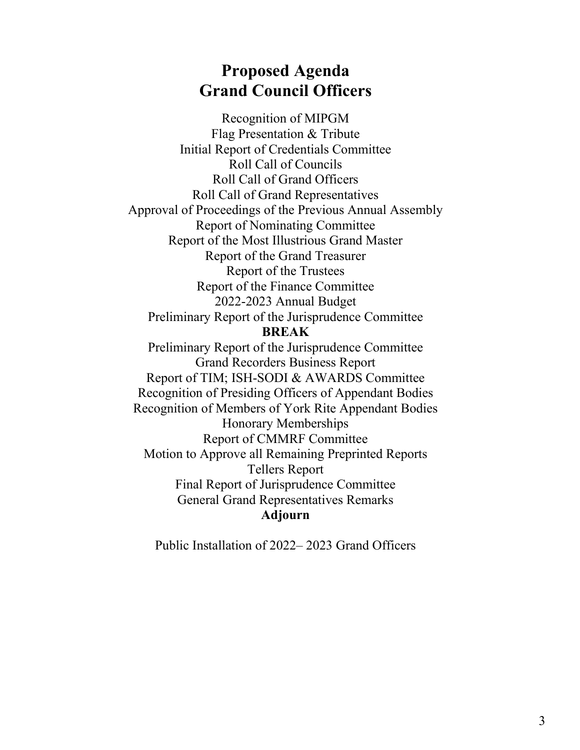# Proposed Agenda
# Grand Council Officers

Recognition of MIPGM
Flag Presentation & Tribute
Initial Report of Credentials Committee
Roll Call of Councils
Roll Call of Grand Officers
Roll Call of Grand Representatives
Approval of Proceedings of the Previous Annual Assembly
Report of Nominating Committee
Report of the Most Illustrious Grand Master
Report of the Grand Treasurer
Report of the Trustees
Report of the Finance Committee
2022-2023 Annual Budget
Preliminary Report of the Jurisprudence Committee

**BREAK**

Preliminary Report of the Jurisprudence Committee
Grand Recorders Business Report
Report of TIM; ISH-SODI & AWARDS Committee
Recognition of Presiding Officers of Appendant Bodies
Recognition of Members of York Rite Appendant Bodies
Honorary Memberships
Report of CMMRF Committee
Motion to Approve all Remaining Preprinted Reports
Tellers Report
Final Report of Jurisprudence Committee
General Grand Representatives Remarks

**Adjourn**

Public Installation of 2022– 2023 Grand Officers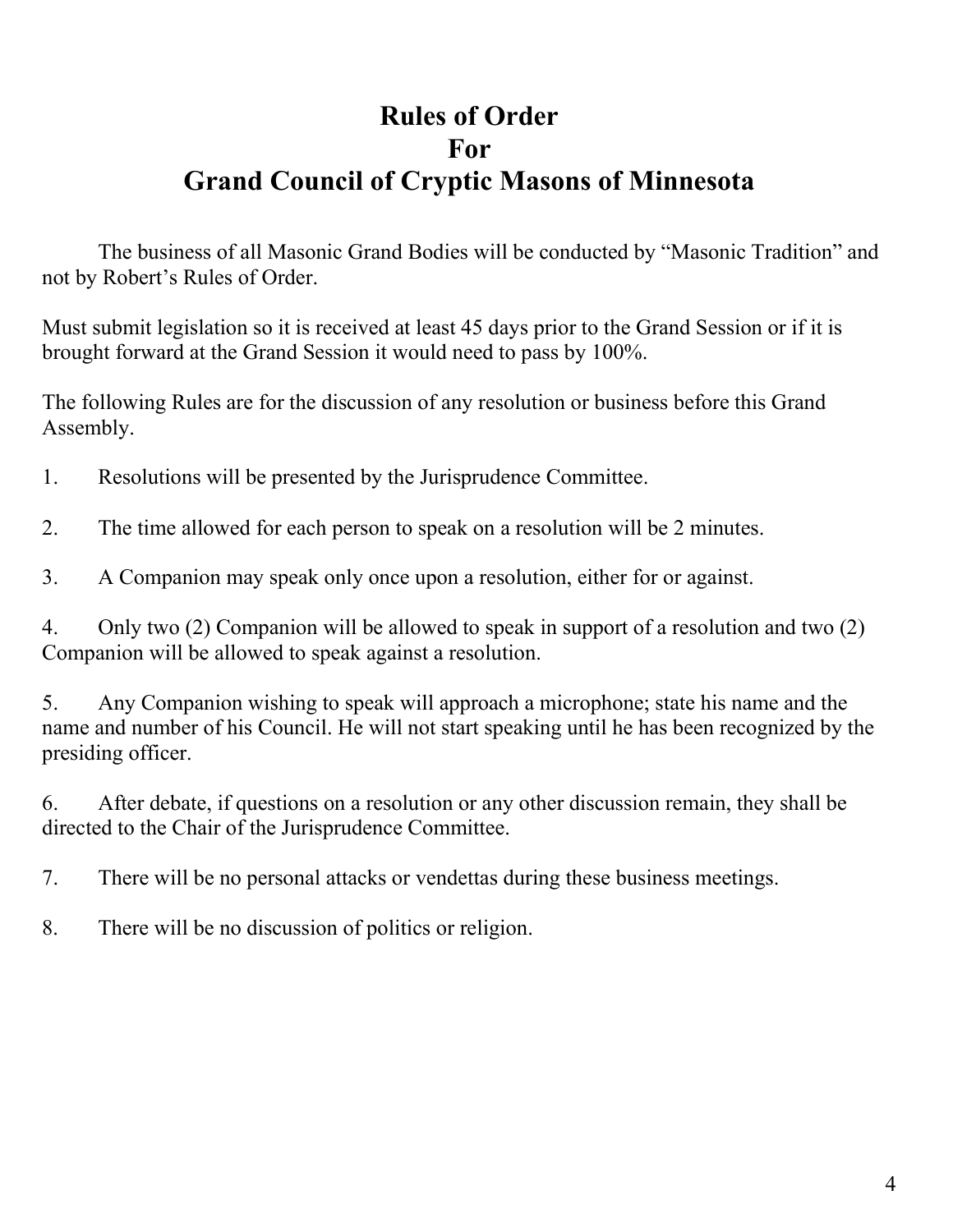# Rules of Order
# For
# Grand Council of Cryptic Masons of Minnesota

The business of all Masonic Grand Bodies will be conducted by "Masonic Tradition" and not by Robert's Rules of Order.

Must submit legislation so it is received at least 45 days prior to the Grand Session or if it is brought forward at the Grand Session it would need to pass by 100%.

The following Rules are for the discussion of any resolution or business before this Grand Assembly.

1. Resolutions will be presented by the Jurisprudence Committee.

2. The time allowed for each person to speak on a resolution will be 2 minutes.

3. A Companion may speak only once upon a resolution, either for or against.

4. Only two (2) Companion will be allowed to speak in support of a resolution and two (2) Companion will be allowed to speak against a resolution.

5. Any Companion wishing to speak will approach a microphone; state his name and the name and number of his Council. He will not start speaking until he has been recognized by the presiding officer.

6. After debate, if questions on a resolution or any other discussion remain, they shall be directed to the Chair of the Jurisprudence Committee.

7. There will be no personal attacks or vendettas during these business meetings.

8. There will be no discussion of politics or religion.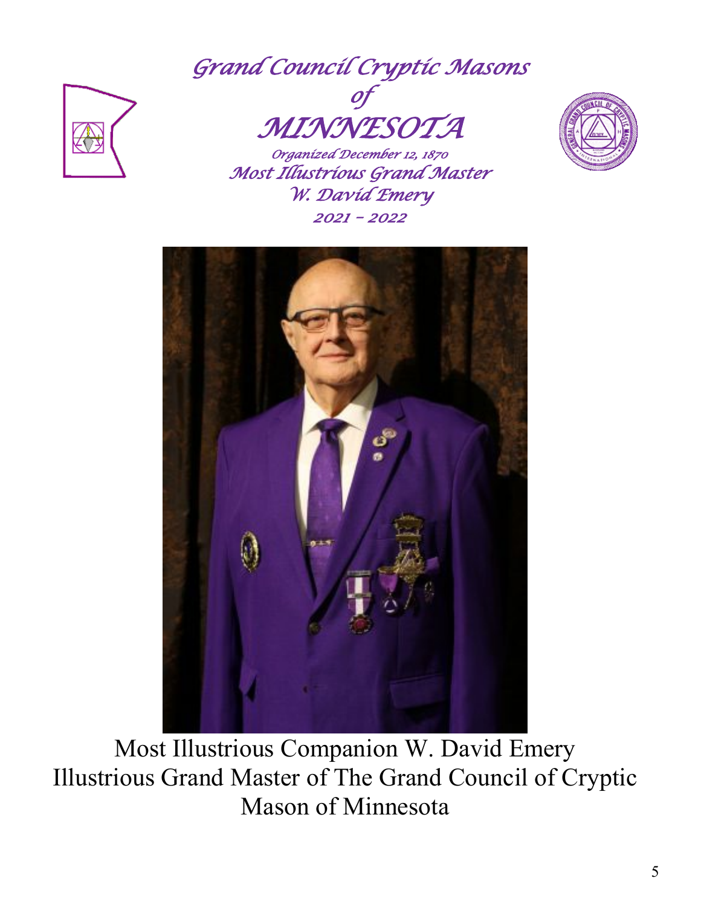# *Grand Council Cryptic Masons of MINNESOTA*

*Organized December 12, 1870*

*Most Illustrious Grand Master*

*W. David Emery*

*2021 – 2022*

Most Illustrious Companion W. David Emery
Illustrious Grand Master of The Grand Council of Cryptic Mason of Minnesota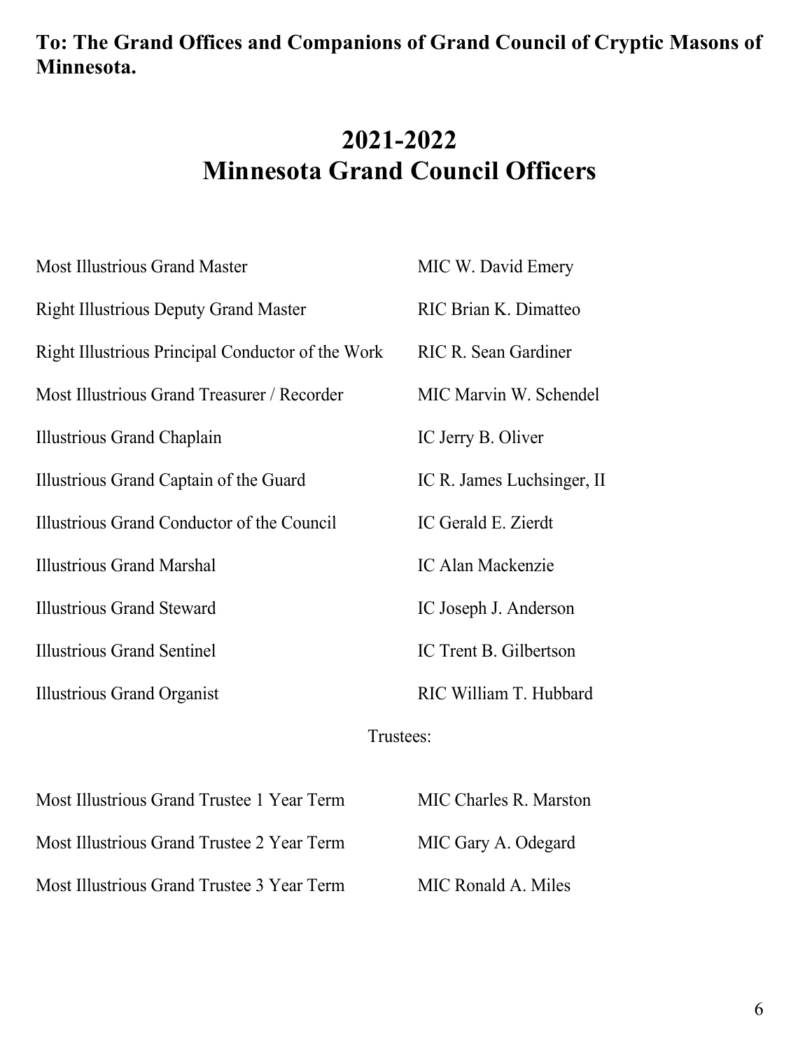**To: The Grand Offices and Companions of Grand Council of Cryptic Masons of Minnesota.**

# 2021-2022
# Minnesota Grand Council Officers

| | |
|---|---|
| Most Illustrious Grand Master | MIC W. David Emery |
| Right Illustrious Deputy Grand Master | RIC Brian K. Dimatteo |
| Right Illustrious Principal Conductor of the Work | RIC R. Sean Gardiner |
| Most Illustrious Grand Treasurer / Recorder | MIC Marvin W. Schendel |
| Illustrious Grand Chaplain | IC Jerry B. Oliver |
| Illustrious Grand Captain of the Guard | IC R. James Luchsinger, II |
| Illustrious Grand Conductor of the Council | IC Gerald E. Zierdt |
| Illustrious Grand Marshal | IC Alan Mackenzie |
| Illustrious Grand Steward | IC Joseph J. Anderson |
| Illustrious Grand Sentinel | IC Trent B. Gilbertson |
| Illustrious Grand Organist | RIC William T. Hubbard |

Trustees:

| | |
|---|---|
| Most Illustrious Grand Trustee 1 Year Term | MIC Charles R. Marston |
| Most Illustrious Grand Trustee 2 Year Term | MIC Gary A. Odegard |
| Most Illustrious Grand Trustee 3 Year Term | MIC Ronald A. Miles |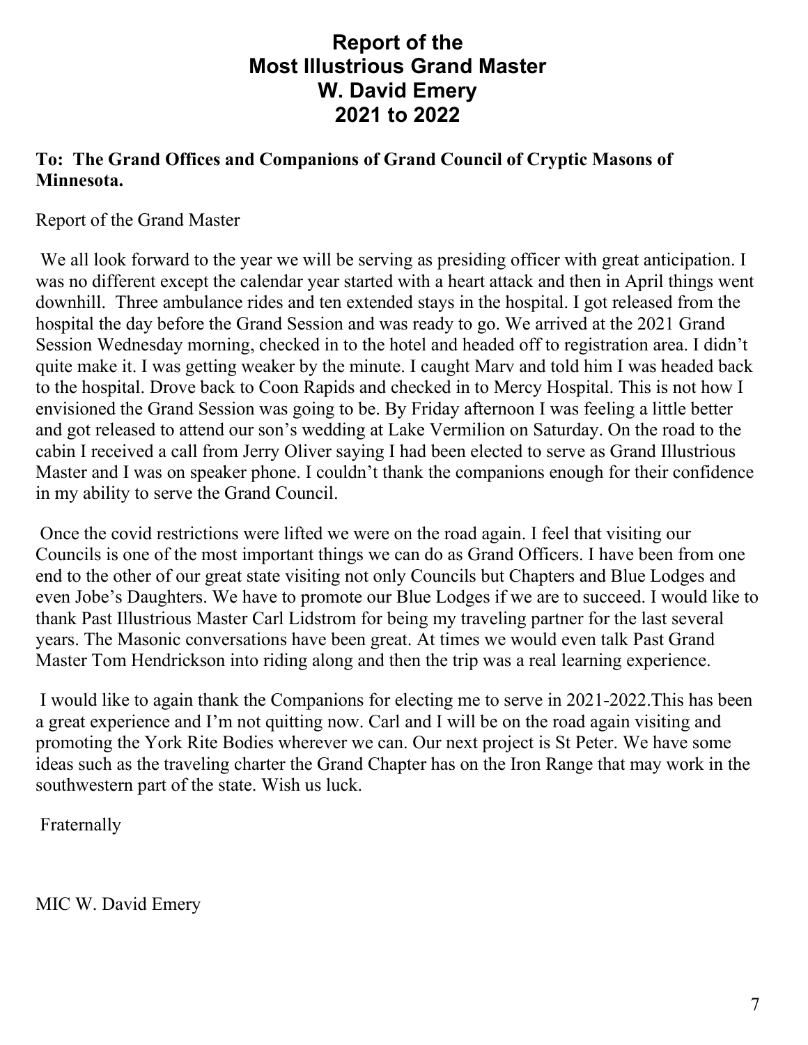# Report of the Most Illustrious Grand Master W. David Emery 2021 to 2022

**To: The Grand Offices and Companions of Grand Council of Cryptic Masons of Minnesota.**

Report of the Grand Master

We all look forward to the year we will be serving as presiding officer with great anticipation. I was no different except the calendar year started with a heart attack and then in April things went downhill. Three ambulance rides and ten extended stays in the hospital. I got released from the hospital the day before the Grand Session and was ready to go. We arrived at the 2021 Grand Session Wednesday morning, checked in to the hotel and headed off to registration area. I didn't quite make it. I was getting weaker by the minute. I caught Marv and told him I was headed back to the hospital. Drove back to Coon Rapids and checked in to Mercy Hospital. This is not how I envisioned the Grand Session was going to be. By Friday afternoon I was feeling a little better and got released to attend our son's wedding at Lake Vermilion on Saturday. On the road to the cabin I received a call from Jerry Oliver saying I had been elected to serve as Grand Illustrious Master and I was on speaker phone. I couldn't thank the companions enough for their confidence in my ability to serve the Grand Council.

Once the covid restrictions were lifted we were on the road again. I feel that visiting our Councils is one of the most important things we can do as Grand Officers. I have been from one end to the other of our great state visiting not only Councils but Chapters and Blue Lodges and even Jobe's Daughters. We have to promote our Blue Lodges if we are to succeed. I would like to thank Past Illustrious Master Carl Lidstrom for being my traveling partner for the last several years. The Masonic conversations have been great. At times we would even talk Past Grand Master Tom Hendrickson into riding along and then the trip was a real learning experience.

I would like to again thank the Companions for electing me to serve in 2021-2022.This has been a great experience and I'm not quitting now. Carl and I will be on the road again visiting and promoting the York Rite Bodies wherever we can. Our next project is St Peter. We have some ideas such as the traveling charter the Grand Chapter has on the Iron Range that may work in the southwestern part of the state. Wish us luck.

Fraternally

MIC W. David Emery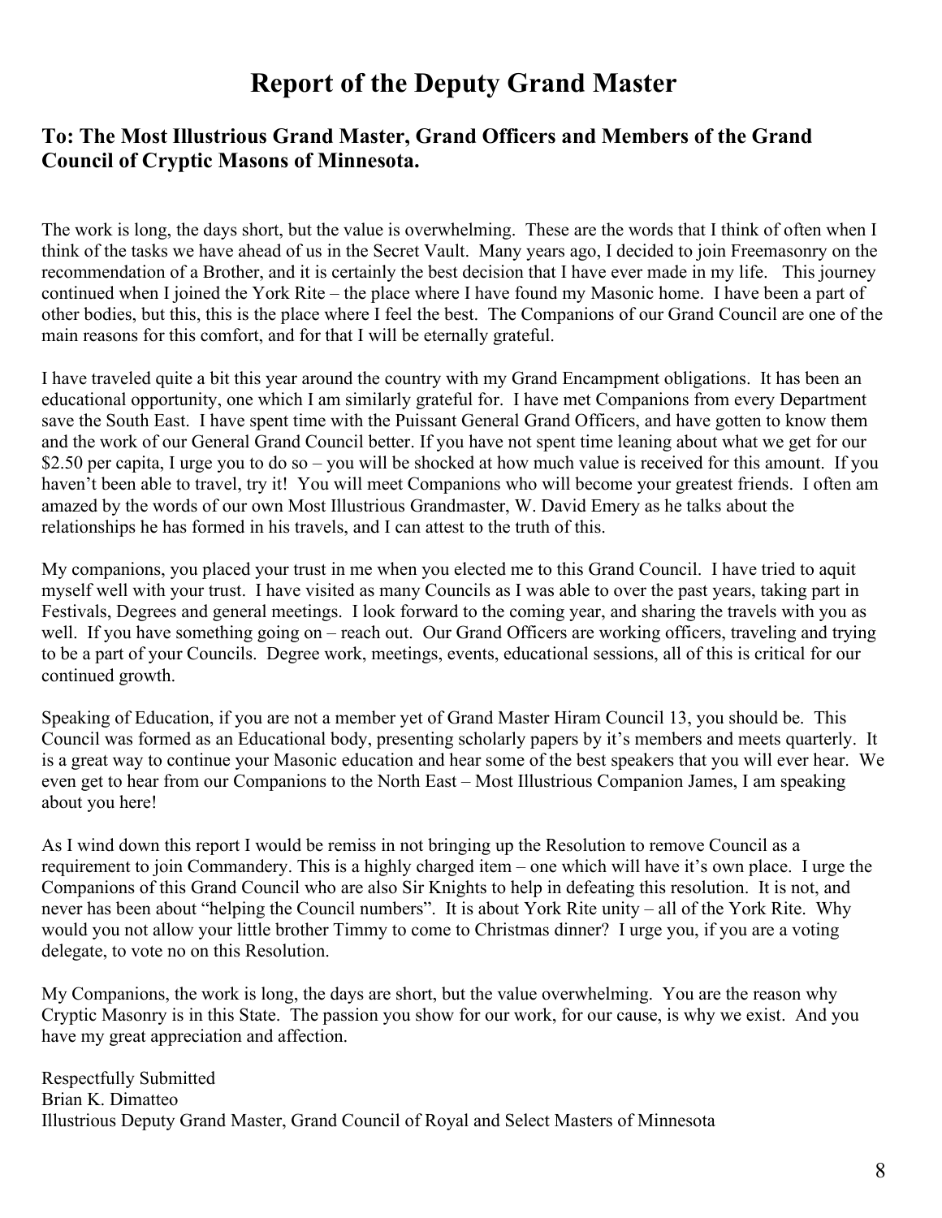# Report of the Deputy Grand Master

### To: The Most Illustrious Grand Master, Grand Officers and Members of the Grand Council of Cryptic Masons of Minnesota.

The work is long, the days short, but the value is overwhelming. These are the words that I think of often when I think of the tasks we have ahead of us in the Secret Vault. Many years ago, I decided to join Freemasonry on the recommendation of a Brother, and it is certainly the best decision that I have ever made in my life. This journey continued when I joined the York Rite – the place where I have found my Masonic home. I have been a part of other bodies, but this, this is the place where I feel the best. The Companions of our Grand Council are one of the main reasons for this comfort, and for that I will be eternally grateful.

I have traveled quite a bit this year around the country with my Grand Encampment obligations. It has been an educational opportunity, one which I am similarly grateful for. I have met Companions from every Department save the South East. I have spent time with the Puissant General Grand Officers, and have gotten to know them and the work of our General Grand Council better. If you have not spent time leaning about what we get for our $2.50 per capita, I urge you to do so – you will be shocked at how much value is received for this amount. If you haven't been able to travel, try it! You will meet Companions who will become your greatest friends. I often am amazed by the words of our own Most Illustrious Grandmaster, W. David Emery as he talks about the relationships he has formed in his travels, and I can attest to the truth of this.

My companions, you placed your trust in me when you elected me to this Grand Council. I have tried to aquit myself well with your trust. I have visited as many Councils as I was able to over the past years, taking part in Festivals, Degrees and general meetings. I look forward to the coming year, and sharing the travels with you as well. If you have something going on – reach out. Our Grand Officers are working officers, traveling and trying to be a part of your Councils. Degree work, meetings, events, educational sessions, all of this is critical for our continued growth.

Speaking of Education, if you are not a member yet of Grand Master Hiram Council 13, you should be. This Council was formed as an Educational body, presenting scholarly papers by it's members and meets quarterly. It is a great way to continue your Masonic education and hear some of the best speakers that you will ever hear. We even get to hear from our Companions to the North East – Most Illustrious Companion James, I am speaking about you here!

As I wind down this report I would be remiss in not bringing up the Resolution to remove Council as a requirement to join Commandery. This is a highly charged item – one which will have it's own place. I urge the Companions of this Grand Council who are also Sir Knights to help in defeating this resolution. It is not, and never has been about "helping the Council numbers". It is about York Rite unity – all of the York Rite. Why would you not allow your little brother Timmy to come to Christmas dinner? I urge you, if you are a voting delegate, to vote no on this Resolution.

My Companions, the work is long, the days are short, but the value overwhelming. You are the reason why Cryptic Masonry is in this State. The passion you show for our work, for our cause, is why we exist. And you have my great appreciation and affection.

Respectfully Submitted
Brian K. Dimatteo
Illustrious Deputy Grand Master, Grand Council of Royal and Select Masters of Minnesota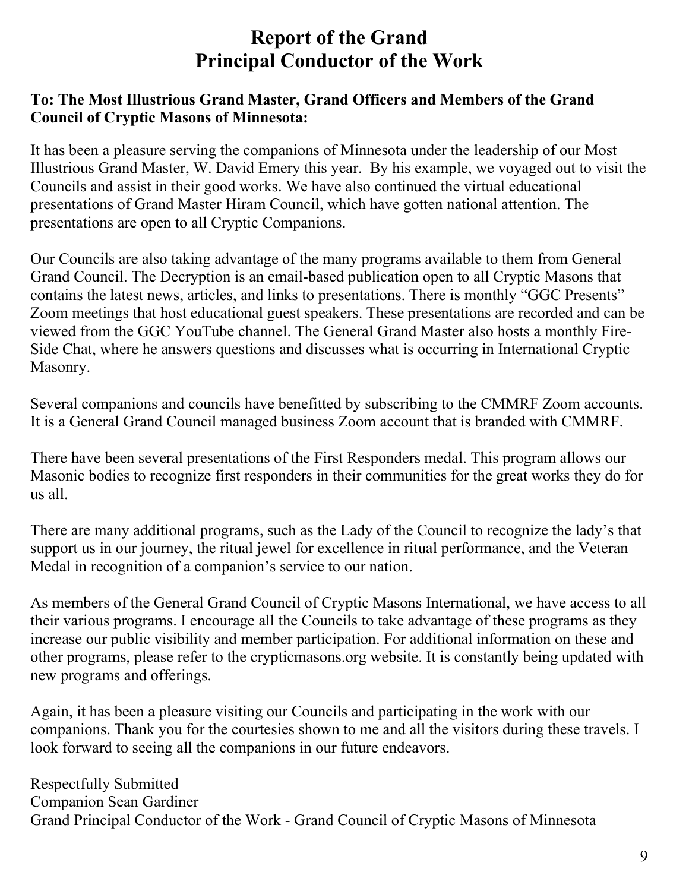# Report of the Grand Principal Conductor of the Work

**To: The Most Illustrious Grand Master, Grand Officers and Members of the Grand Council of Cryptic Masons of Minnesota:**

It has been a pleasure serving the companions of Minnesota under the leadership of our Most Illustrious Grand Master, W. David Emery this year. By his example, we voyaged out to visit the Councils and assist in their good works. We have also continued the virtual educational presentations of Grand Master Hiram Council, which have gotten national attention. The presentations are open to all Cryptic Companions.

Our Councils are also taking advantage of the many programs available to them from General Grand Council. The Decryption is an email-based publication open to all Cryptic Masons that contains the latest news, articles, and links to presentations. There is monthly "GGC Presents" Zoom meetings that host educational guest speakers. These presentations are recorded and can be viewed from the GGC YouTube channel. The General Grand Master also hosts a monthly Fire-Side Chat, where he answers questions and discusses what is occurring in International Cryptic Masonry.

Several companions and councils have benefitted by subscribing to the CMMRF Zoom accounts. It is a General Grand Council managed business Zoom account that is branded with CMMRF.

There have been several presentations of the First Responders medal. This program allows our Masonic bodies to recognize first responders in their communities for the great works they do for us all.

There are many additional programs, such as the Lady of the Council to recognize the lady's that support us in our journey, the ritual jewel for excellence in ritual performance, and the Veteran Medal in recognition of a companion's service to our nation.

As members of the General Grand Council of Cryptic Masons International, we have access to all their various programs. I encourage all the Councils to take advantage of these programs as they increase our public visibility and member participation. For additional information on these and other programs, please refer to the crypticmasons.org website. It is constantly being updated with new programs and offerings.

Again, it has been a pleasure visiting our Councils and participating in the work with our companions. Thank you for the courtesies shown to me and all the visitors during these travels. I look forward to seeing all the companions in our future endeavors.

Respectfully Submitted
Companion Sean Gardiner
Grand Principal Conductor of the Work - Grand Council of Cryptic Masons of Minnesota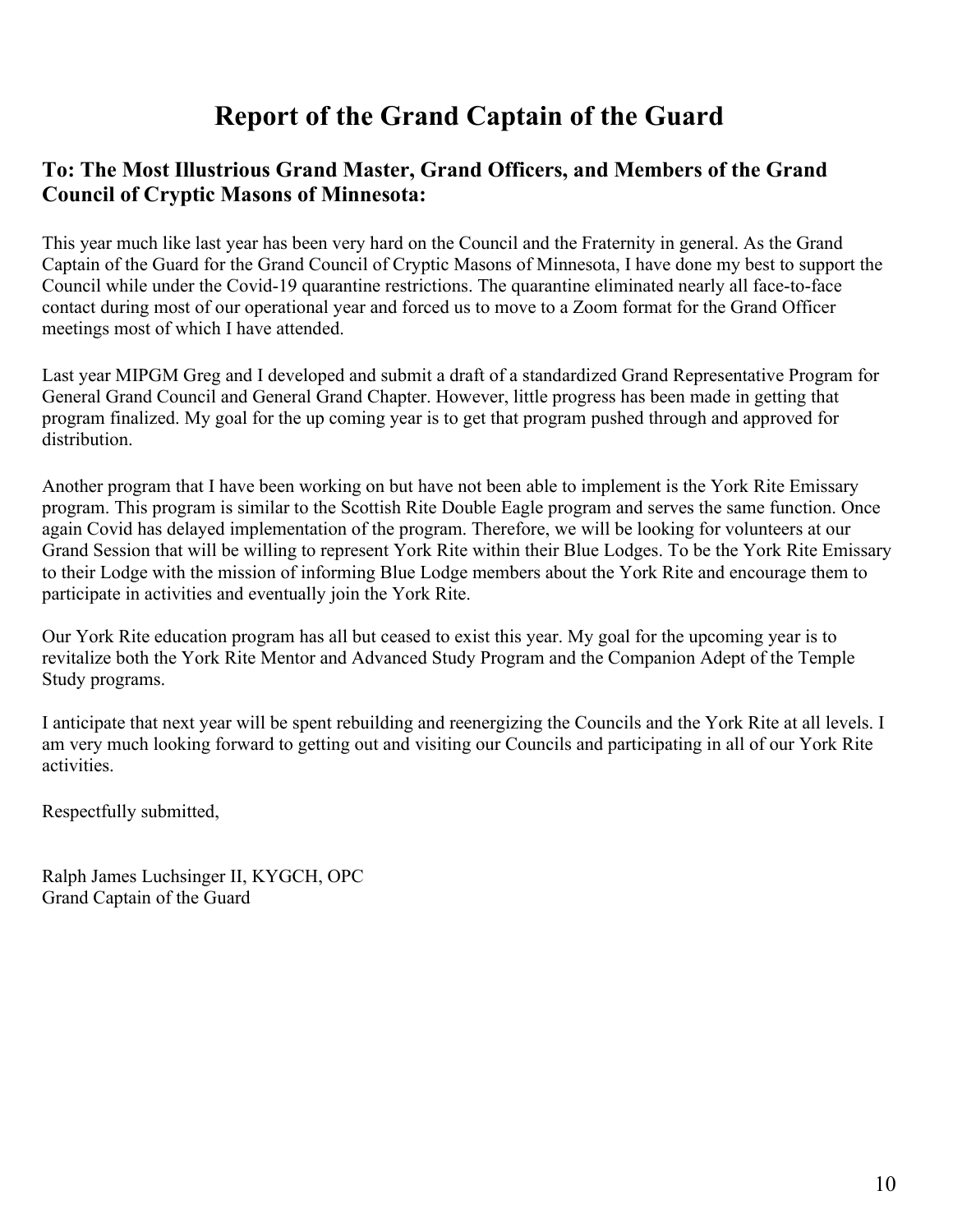# Report of the Grand Captain of the Guard

## To: The Most Illustrious Grand Master, Grand Officers, and Members of the Grand Council of Cryptic Masons of Minnesota:

This year much like last year has been very hard on the Council and the Fraternity in general. As the Grand Captain of the Guard for the Grand Council of Cryptic Masons of Minnesota, I have done my best to support the Council while under the Covid-19 quarantine restrictions. The quarantine eliminated nearly all face-to-face contact during most of our operational year and forced us to move to a Zoom format for the Grand Officer meetings most of which I have attended.

Last year MIPGM Greg and I developed and submit a draft of a standardized Grand Representative Program for General Grand Council and General Grand Chapter. However, little progress has been made in getting that program finalized. My goal for the up coming year is to get that program pushed through and approved for distribution.

Another program that I have been working on but have not been able to implement is the York Rite Emissary program. This program is similar to the Scottish Rite Double Eagle program and serves the same function. Once again Covid has delayed implementation of the program. Therefore, we will be looking for volunteers at our Grand Session that will be willing to represent York Rite within their Blue Lodges. To be the York Rite Emissary to their Lodge with the mission of informing Blue Lodge members about the York Rite and encourage them to participate in activities and eventually join the York Rite.

Our York Rite education program has all but ceased to exist this year. My goal for the upcoming year is to revitalize both the York Rite Mentor and Advanced Study Program and the Companion Adept of the Temple Study programs.

I anticipate that next year will be spent rebuilding and reenergizing the Councils and the York Rite at all levels. I am very much looking forward to getting out and visiting our Councils and participating in all of our York Rite activities.

Respectfully submitted,

Ralph James Luchsinger II, KYGCH, OPC
Grand Captain of the Guard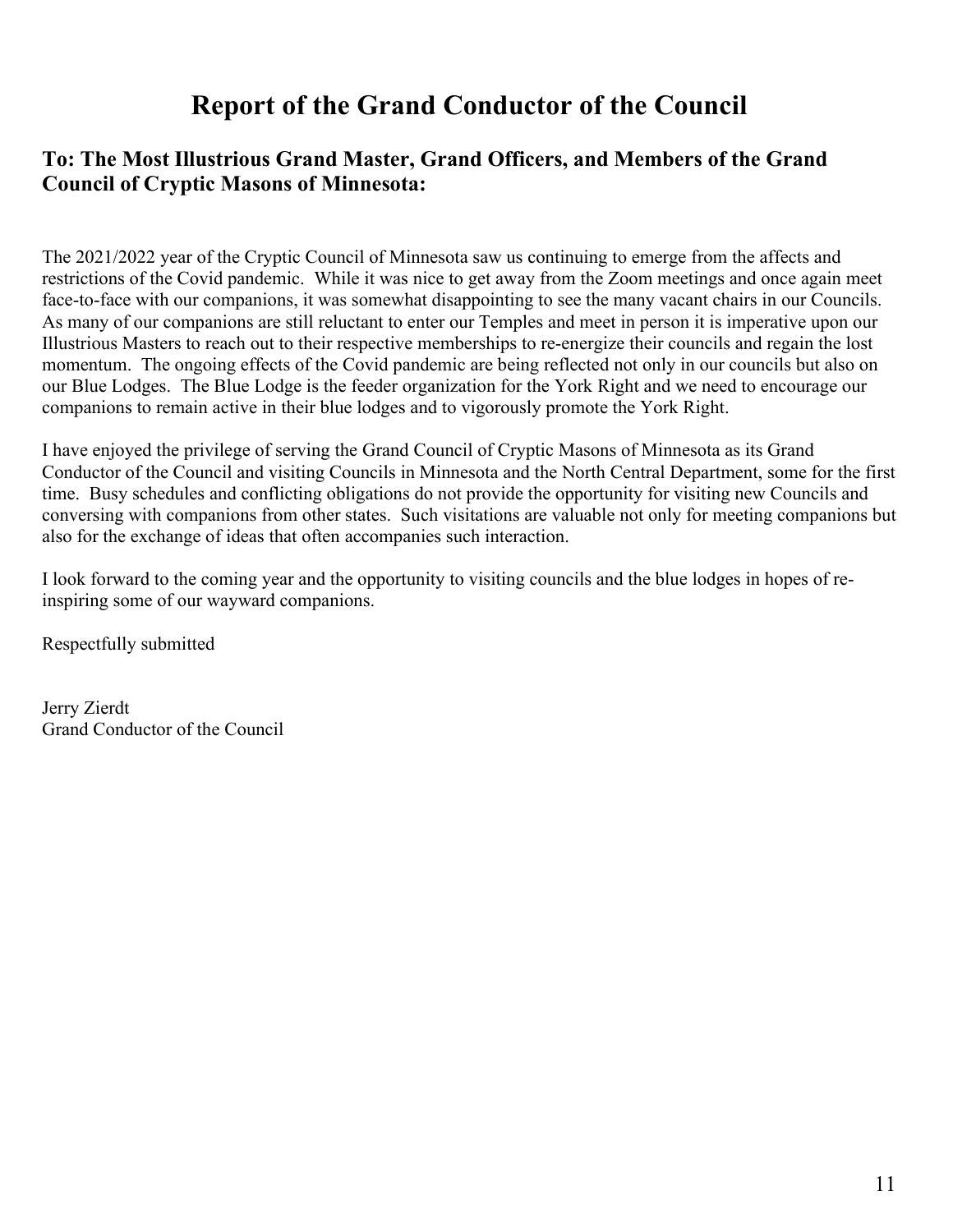# Report of the Grand Conductor of the Council

## To: The Most Illustrious Grand Master, Grand Officers, and Members of the Grand Council of Cryptic Masons of Minnesota:

The 2021/2022 year of the Cryptic Council of Minnesota saw us continuing to emerge from the affects and restrictions of the Covid pandemic. While it was nice to get away from the Zoom meetings and once again meet face-to-face with our companions, it was somewhat disappointing to see the many vacant chairs in our Councils. As many of our companions are still reluctant to enter our Temples and meet in person it is imperative upon our Illustrious Masters to reach out to their respective memberships to re-energize their councils and regain the lost momentum. The ongoing effects of the Covid pandemic are being reflected not only in our councils but also on our Blue Lodges. The Blue Lodge is the feeder organization for the York Right and we need to encourage our companions to remain active in their blue lodges and to vigorously promote the York Right.

I have enjoyed the privilege of serving the Grand Council of Cryptic Masons of Minnesota as its Grand Conductor of the Council and visiting Councils in Minnesota and the North Central Department, some for the first time. Busy schedules and conflicting obligations do not provide the opportunity for visiting new Councils and conversing with companions from other states. Such visitations are valuable not only for meeting companions but also for the exchange of ideas that often accompanies such interaction.

I look forward to the coming year and the opportunity to visiting councils and the blue lodges in hopes of re-inspiring some of our wayward companions.

Respectfully submitted

Jerry Zierdt
Grand Conductor of the Council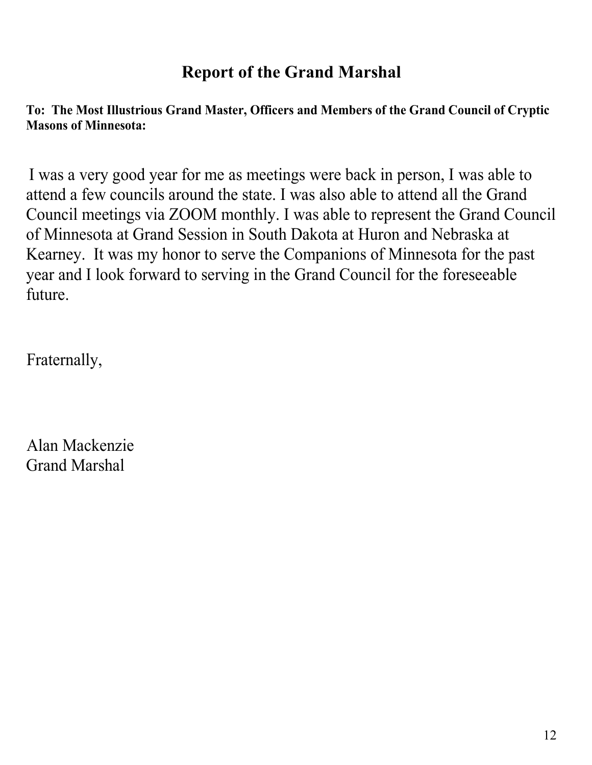## Report of the Grand Marshal

**To: The Most Illustrious Grand Master, Officers and Members of the Grand Council of Cryptic Masons of Minnesota:**

I was a very good year for me as meetings were back in person, I was able to attend a few councils around the state. I was also able to attend all the Grand Council meetings via ZOOM monthly. I was able to represent the Grand Council of Minnesota at Grand Session in South Dakota at Huron and Nebraska at Kearney. It was my honor to serve the Companions of Minnesota for the past year and I look forward to serving in the Grand Council for the foreseeable future.

Fraternally,

Alan Mackenzie
Grand Marshal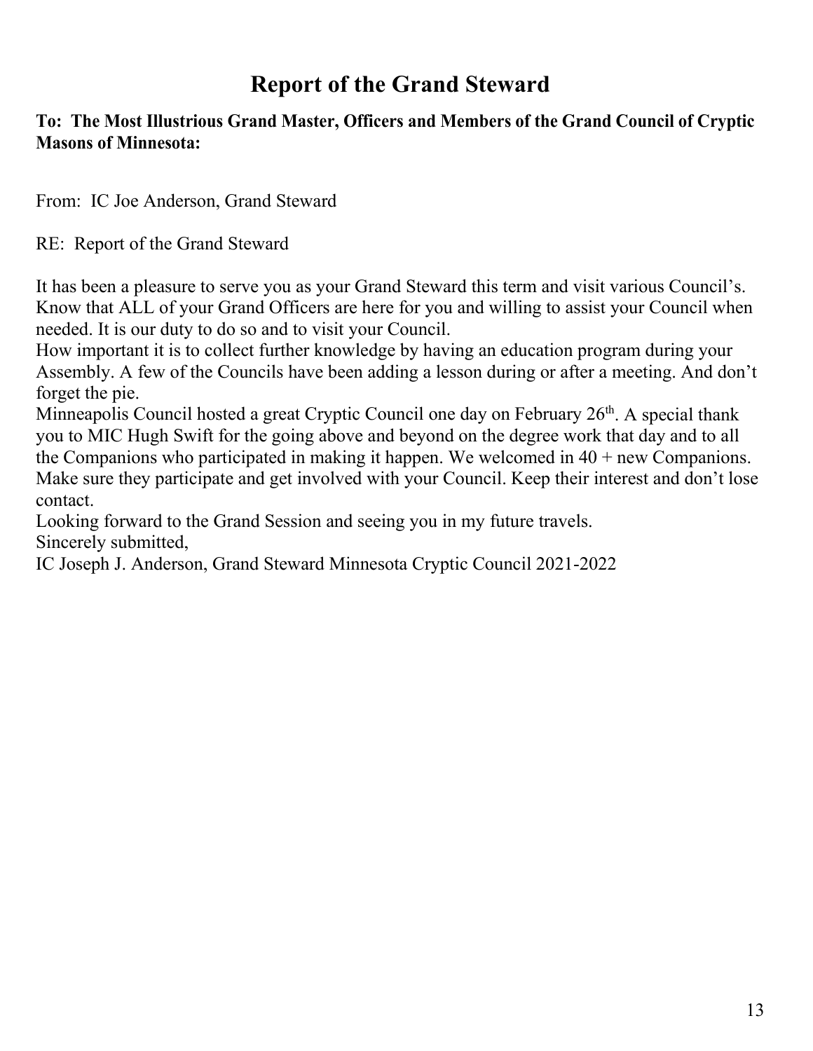# Report of the Grand Steward

**To: The Most Illustrious Grand Master, Officers and Members of the Grand Council of Cryptic Masons of Minnesota:**

From: IC Joe Anderson, Grand Steward

RE: Report of the Grand Steward

It has been a pleasure to serve you as your Grand Steward this term and visit various Council's. Know that ALL of your Grand Officers are here for you and willing to assist your Council when needed. It is our duty to do so and to visit your Council.

How important it is to collect further knowledge by having an education program during your Assembly. A few of the Councils have been adding a lesson during or after a meeting. And don't forget the pie.

Minneapolis Council hosted a great Cryptic Council one day on February 26th. A special thank you to MIC Hugh Swift for the going above and beyond on the degree work that day and to all the Companions who participated in making it happen. We welcomed in 40 + new Companions. Make sure they participate and get involved with your Council. Keep their interest and don't lose contact.

Looking forward to the Grand Session and seeing you in my future travels.

Sincerely submitted,

IC Joseph J. Anderson, Grand Steward Minnesota Cryptic Council 2021-2022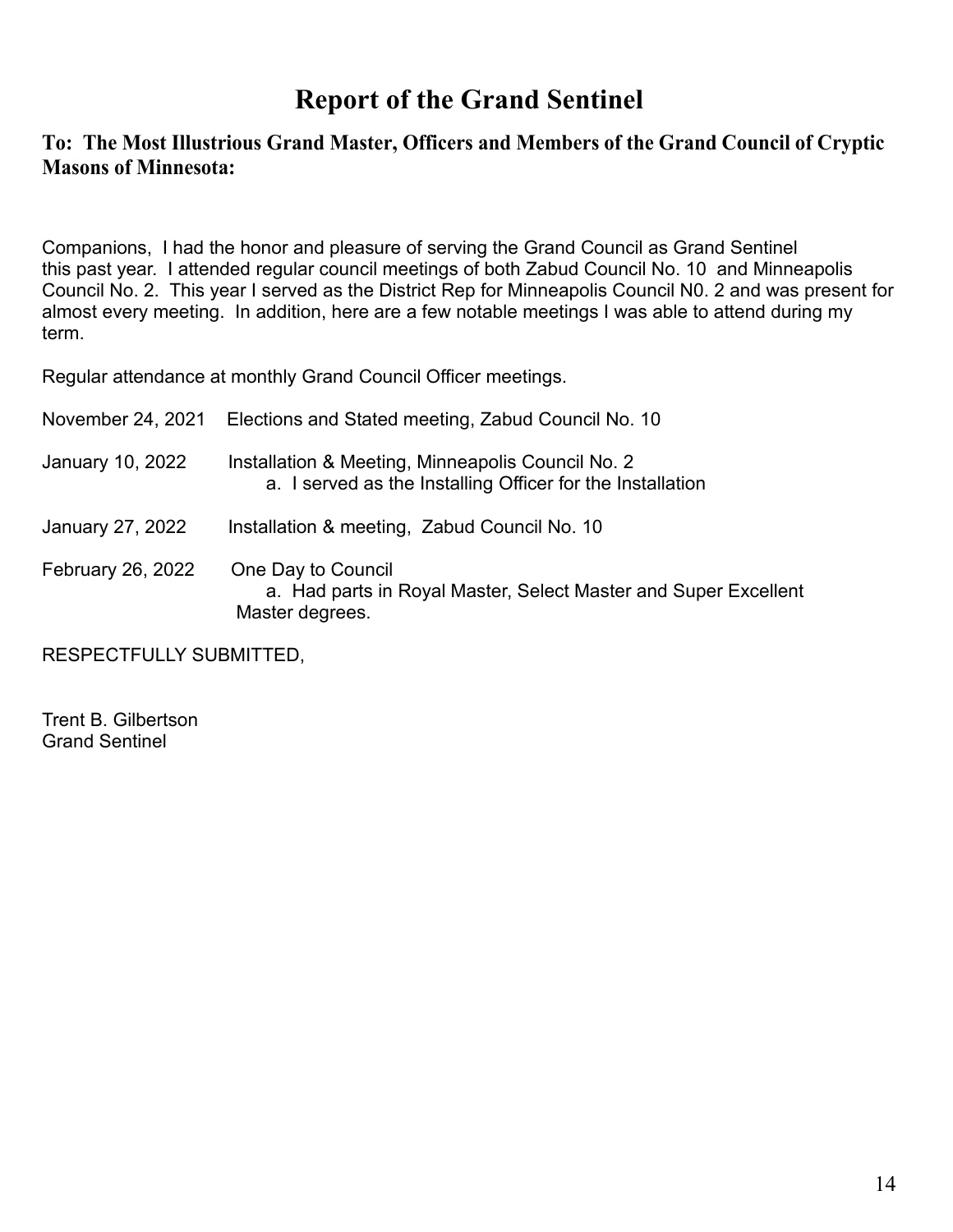# Report of the Grand Sentinel

**To: The Most Illustrious Grand Master, Officers and Members of the Grand Council of Cryptic Masons of Minnesota:**

Companions, I had the honor and pleasure of serving the Grand Council as Grand Sentinel this past year. I attended regular council meetings of both Zabud Council No. 10 and Minneapolis Council No. 2. This year I served as the District Rep for Minneapolis Council N0. 2 and was present for almost every meeting. In addition, here are a few notable meetings I was able to attend during my term.

Regular attendance at monthly Grand Council Officer meetings.

November 24, 2021 Elections and Stated meeting, Zabud Council No. 10

January 10, 2022 Installation & Meeting, Minneapolis Council No. 2
  a. I served as the Installing Officer for the Installation

January 27, 2022 Installation & meeting, Zabud Council No. 10

February 26, 2022 One Day to Council
  a. Had parts in Royal Master, Select Master and Super Excellent Master degrees.

RESPECTFULLY SUBMITTED,

Trent B. Gilbertson
Grand Sentinel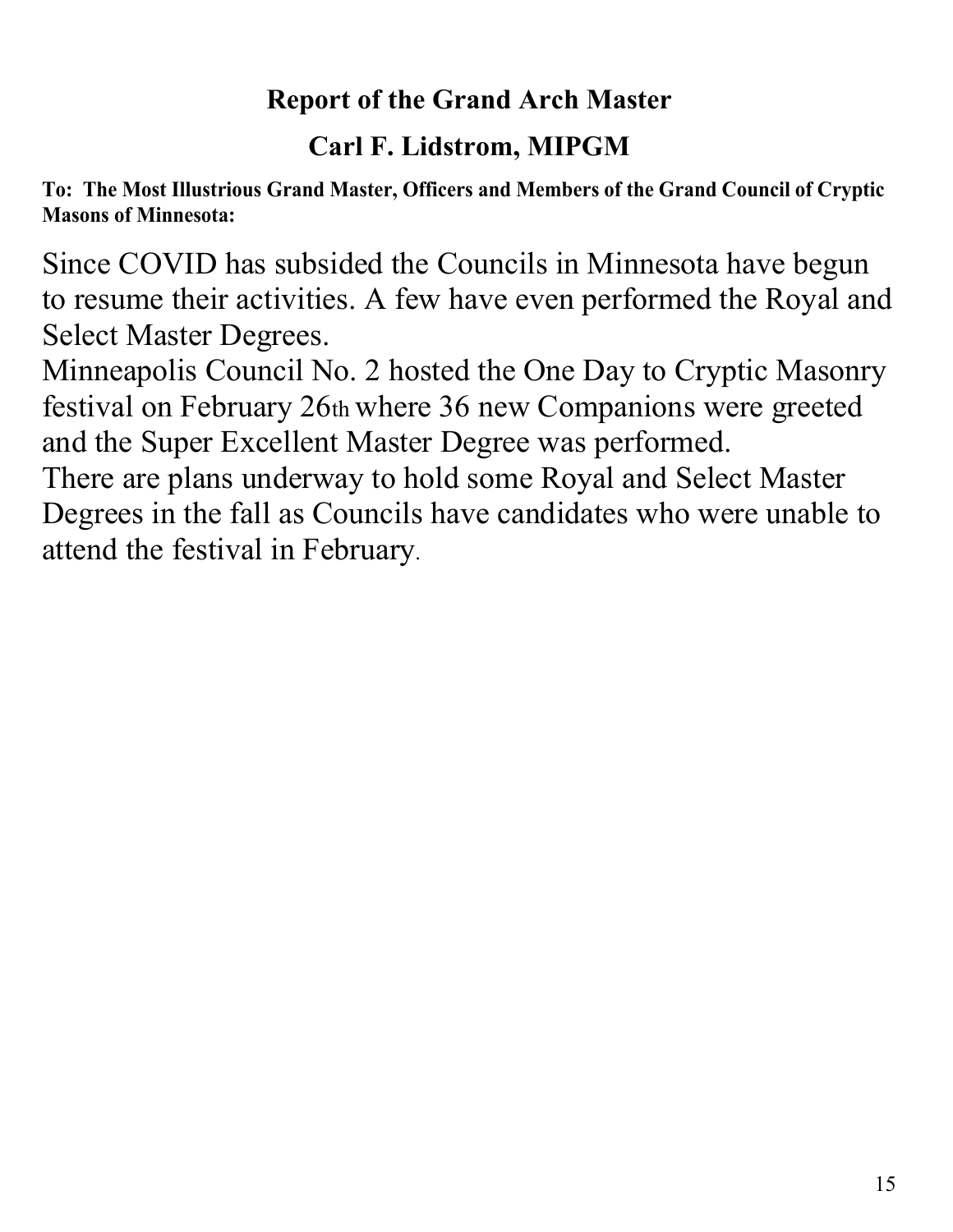## Report of the Grand Arch Master

## Carl F. Lidstrom, MIPGM

**To: The Most Illustrious Grand Master, Officers and Members of the Grand Council of Cryptic Masons of Minnesota:**

Since COVID has subsided the Councils in Minnesota have begun to resume their activities. A few have even performed the Royal and Select Master Degrees.

Minneapolis Council No. 2 hosted the One Day to Cryptic Masonry festival on February 26th where 36 new Companions were greeted and the Super Excellent Master Degree was performed.

There are plans underway to hold some Royal and Select Master Degrees in the fall as Councils have candidates who were unable to attend the festival in February.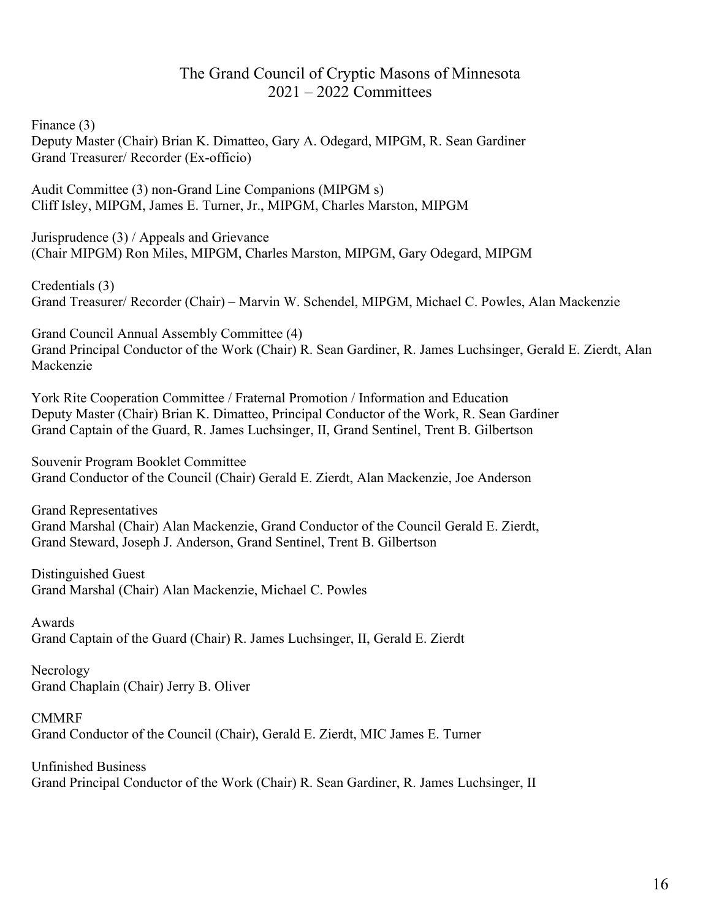# The Grand Council of Cryptic Masons of Minnesota
## 2021 – 2022 Committees

Finance (3)
Deputy Master (Chair) Brian K. Dimatteo, Gary A. Odegard, MIPGM, R. Sean Gardiner
Grand Treasurer/ Recorder (Ex-officio)

Audit Committee (3) non-Grand Line Companions (MIPGM s)
Cliff Isley, MIPGM, James E. Turner, Jr., MIPGM, Charles Marston, MIPGM

Jurisprudence (3) / Appeals and Grievance
(Chair MIPGM) Ron Miles, MIPGM, Charles Marston, MIPGM, Gary Odegard, MIPGM

Credentials (3)
Grand Treasurer/ Recorder (Chair) – Marvin W. Schendel, MIPGM, Michael C. Powles, Alan Mackenzie

Grand Council Annual Assembly Committee (4)
Grand Principal Conductor of the Work (Chair) R. Sean Gardiner, R. James Luchsinger, Gerald E. Zierdt, Alan Mackenzie

York Rite Cooperation Committee / Fraternal Promotion / Information and Education
Deputy Master (Chair) Brian K. Dimatteo, Principal Conductor of the Work, R. Sean Gardiner
Grand Captain of the Guard, R. James Luchsinger, II, Grand Sentinel, Trent B. Gilbertson

Souvenir Program Booklet Committee
Grand Conductor of the Council (Chair) Gerald E. Zierdt, Alan Mackenzie, Joe Anderson

Grand Representatives
Grand Marshal (Chair) Alan Mackenzie, Grand Conductor of the Council Gerald E. Zierdt,
Grand Steward, Joseph J. Anderson, Grand Sentinel, Trent B. Gilbertson

Distinguished Guest
Grand Marshal (Chair) Alan Mackenzie, Michael C. Powles

Awards
Grand Captain of the Guard (Chair) R. James Luchsinger, II, Gerald E. Zierdt

Necrology
Grand Chaplain (Chair) Jerry B. Oliver

CMMRF
Grand Conductor of the Council (Chair), Gerald E. Zierdt, MIC James E. Turner

Unfinished Business
Grand Principal Conductor of the Work (Chair) R. Sean Gardiner, R. James Luchsinger, II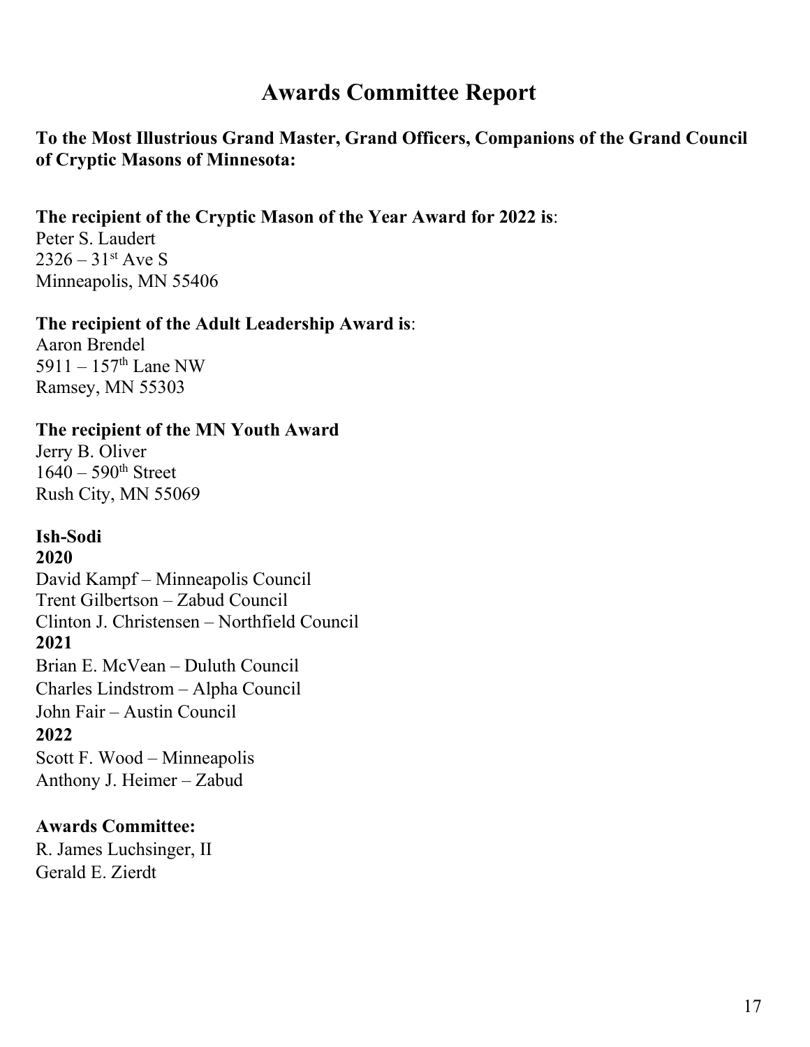# Awards Committee Report

**To the Most Illustrious Grand Master, Grand Officers, Companions of the Grand Council of Cryptic Masons of Minnesota:**

**The recipient of the Cryptic Mason of the Year Award for 2022 is**:
Peter S. Laudert
2326 – 31st Ave S
Minneapolis, MN 55406

**The recipient of the Adult Leadership Award is**:
Aaron Brendel
5911 – 157th Lane NW
Ramsey, MN 55303

**The recipient of the MN Youth Award**
Jerry B. Oliver
1640 – 590th Street
Rush City, MN 55069

**Ish-Sodi**

**2020**
David Kampf – Minneapolis Council
Trent Gilbertson – Zabud Council
Clinton J. Christensen – Northfield Council

**2021**
Brian E. McVean – Duluth Council
Charles Lindstrom – Alpha Council
John Fair – Austin Council

**2022**
Scott F. Wood – Minneapolis
Anthony J. Heimer – Zabud

**Awards Committee:**
R. James Luchsinger, II
Gerald E. Zierdt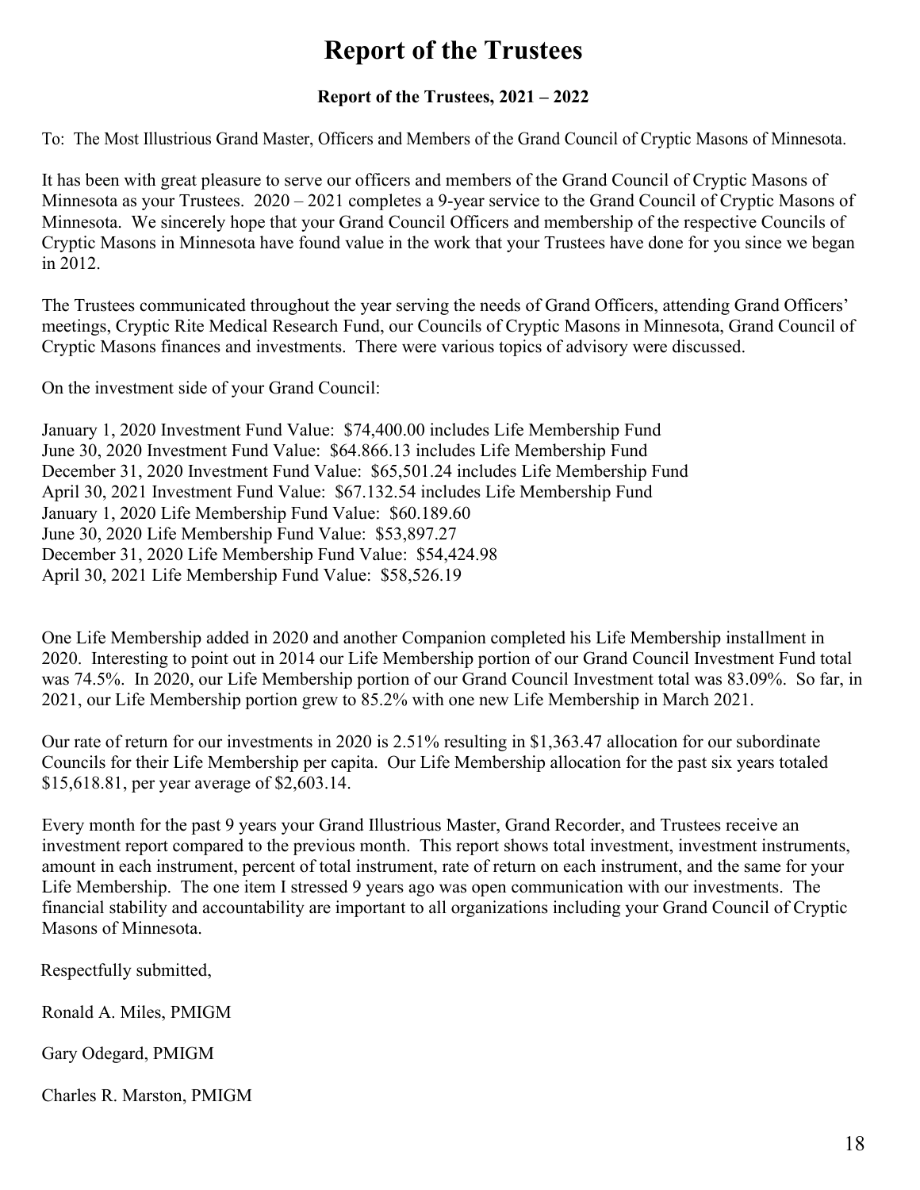# Report of the Trustees

**Report of the Trustees, 2021 – 2022**

To: The Most Illustrious Grand Master, Officers and Members of the Grand Council of Cryptic Masons of Minnesota.

It has been with great pleasure to serve our officers and members of the Grand Council of Cryptic Masons of Minnesota as your Trustees. 2020 – 2021 completes a 9-year service to the Grand Council of Cryptic Masons of Minnesota. We sincerely hope that your Grand Council Officers and membership of the respective Councils of Cryptic Masons in Minnesota have found value in the work that your Trustees have done for you since we began in 2012.

The Trustees communicated throughout the year serving the needs of Grand Officers, attending Grand Officers' meetings, Cryptic Rite Medical Research Fund, our Councils of Cryptic Masons in Minnesota, Grand Council of Cryptic Masons finances and investments. There were various topics of advisory were discussed.

On the investment side of your Grand Council:

January 1, 2020 Investment Fund Value: $74,400.00 includes Life Membership Fund
June 30, 2020 Investment Fund Value: $64.866.13 includes Life Membership Fund
December 31, 2020 Investment Fund Value: $65,501.24 includes Life Membership Fund
April 30, 2021 Investment Fund Value: $67.132.54 includes Life Membership Fund
January 1, 2020 Life Membership Fund Value: $60.189.60
June 30, 2020 Life Membership Fund Value: $53,897.27
December 31, 2020 Life Membership Fund Value: $54,424.98
April 30, 2021 Life Membership Fund Value: $58,526.19

One Life Membership added in 2020 and another Companion completed his Life Membership installment in 2020. Interesting to point out in 2014 our Life Membership portion of our Grand Council Investment Fund total was 74.5%. In 2020, our Life Membership portion of our Grand Council Investment total was 83.09%. So far, in 2021, our Life Membership portion grew to 85.2% with one new Life Membership in March 2021.

Our rate of return for our investments in 2020 is 2.51% resulting in $1,363.47 allocation for our subordinate Councils for their Life Membership per capita. Our Life Membership allocation for the past six years totaled $15,618.81, per year average of $2,603.14.

Every month for the past 9 years your Grand Illustrious Master, Grand Recorder, and Trustees receive an investment report compared to the previous month. This report shows total investment, investment instruments, amount in each instrument, percent of total instrument, rate of return on each instrument, and the same for your Life Membership. The one item I stressed 9 years ago was open communication with our investments. The financial stability and accountability are important to all organizations including your Grand Council of Cryptic Masons of Minnesota.

Respectfully submitted,

Ronald A. Miles, PMIGM

Gary Odegard, PMIGM

Charles R. Marston, PMIGM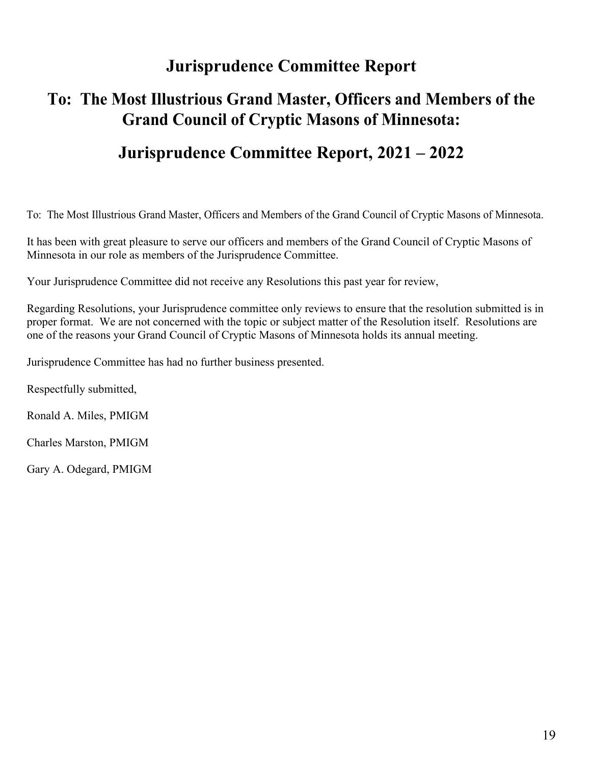# Jurisprudence Committee Report

## To: The Most Illustrious Grand Master, Officers and Members of the Grand Council of Cryptic Masons of Minnesota:

## Jurisprudence Committee Report, 2021 – 2022

To: The Most Illustrious Grand Master, Officers and Members of the Grand Council of Cryptic Masons of Minnesota.

It has been with great pleasure to serve our officers and members of the Grand Council of Cryptic Masons of Minnesota in our role as members of the Jurisprudence Committee.

Your Jurisprudence Committee did not receive any Resolutions this past year for review,

Regarding Resolutions, your Jurisprudence committee only reviews to ensure that the resolution submitted is in proper format. We are not concerned with the topic or subject matter of the Resolution itself. Resolutions are one of the reasons your Grand Council of Cryptic Masons of Minnesota holds its annual meeting.

Jurisprudence Committee has had no further business presented.

Respectfully submitted,

Ronald A. Miles, PMIGM

Charles Marston, PMIGM

Gary A. Odegard, PMIGM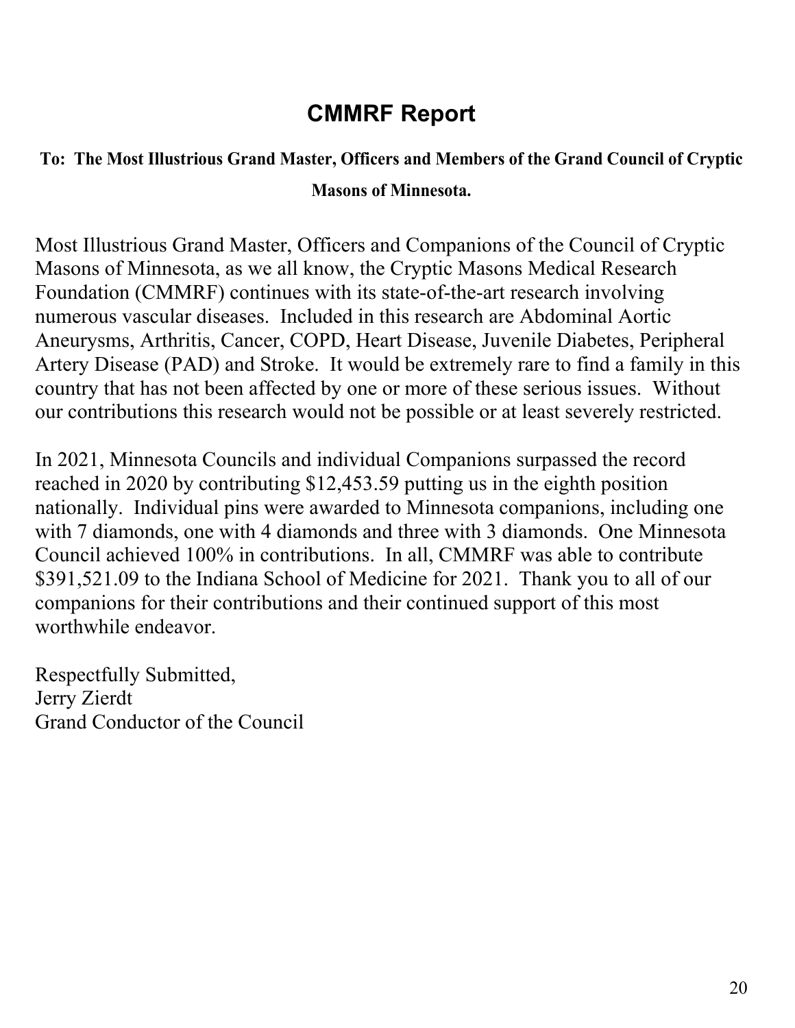# CMMRF Report

**To: The Most Illustrious Grand Master, Officers and Members of the Grand Council of Cryptic Masons of Minnesota.**

Most Illustrious Grand Master, Officers and Companions of the Council of Cryptic Masons of Minnesota, as we all know, the Cryptic Masons Medical Research Foundation (CMMRF) continues with its state-of-the-art research involving numerous vascular diseases. Included in this research are Abdominal Aortic Aneurysms, Arthritis, Cancer, COPD, Heart Disease, Juvenile Diabetes, Peripheral Artery Disease (PAD) and Stroke. It would be extremely rare to find a family in this country that has not been affected by one or more of these serious issues. Without our contributions this research would not be possible or at least severely restricted.

In 2021, Minnesota Councils and individual Companions surpassed the record reached in 2020 by contributing $12,453.59 putting us in the eighth position nationally. Individual pins were awarded to Minnesota companions, including one with 7 diamonds, one with 4 diamonds and three with 3 diamonds. One Minnesota Council achieved 100% in contributions. In all, CMMRF was able to contribute $391,521.09 to the Indiana School of Medicine for 2021. Thank you to all of our companions for their contributions and their continued support of this most worthwhile endeavor.

Respectfully Submitted,
Jerry Zierdt
Grand Conductor of the Council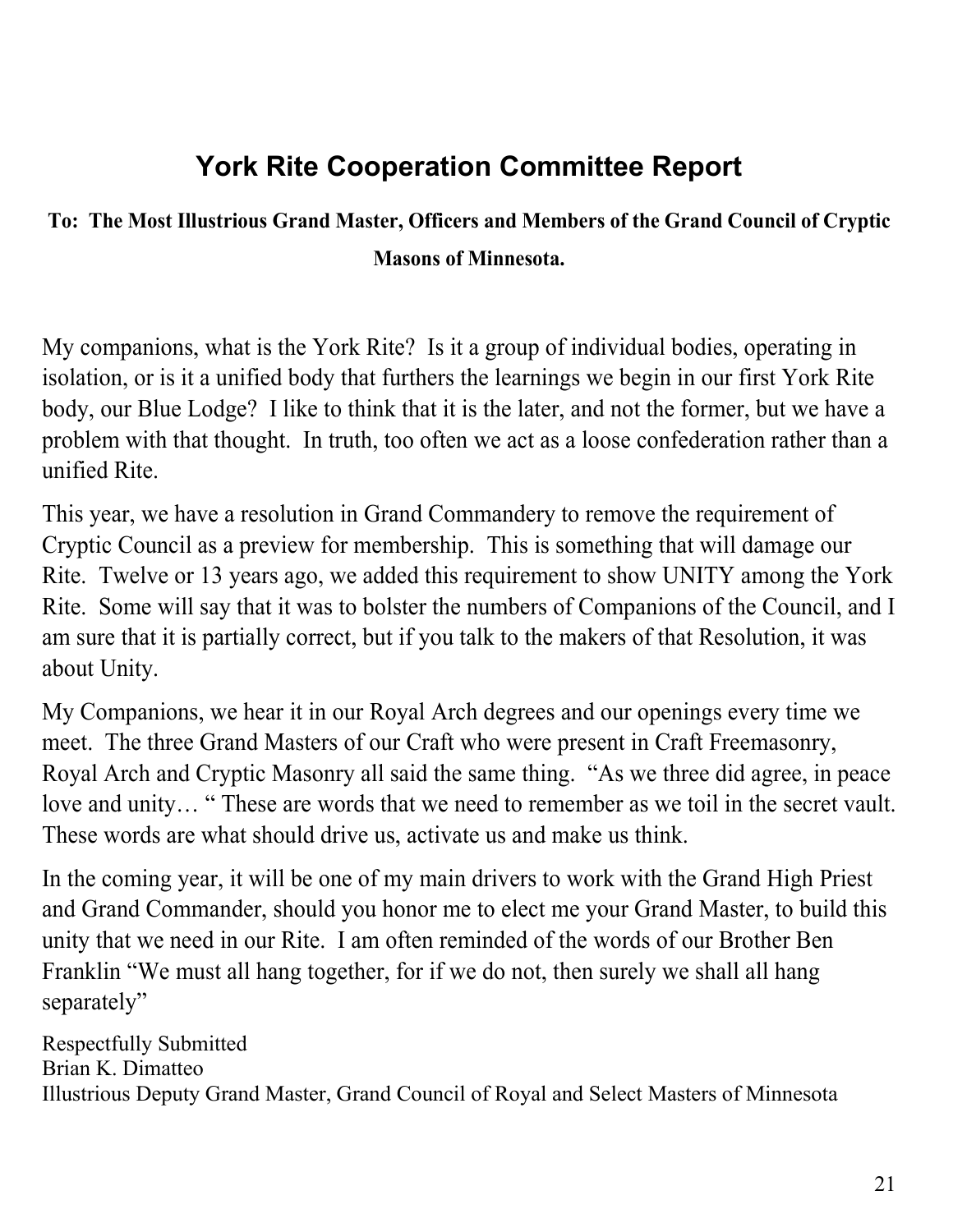# York Rite Cooperation Committee Report

**To: The Most Illustrious Grand Master, Officers and Members of the Grand Council of Cryptic Masons of Minnesota.**

My companions, what is the York Rite? Is it a group of individual bodies, operating in isolation, or is it a unified body that furthers the learnings we begin in our first York Rite body, our Blue Lodge? I like to think that it is the later, and not the former, but we have a problem with that thought. In truth, too often we act as a loose confederation rather than a unified Rite.

This year, we have a resolution in Grand Commandery to remove the requirement of Cryptic Council as a preview for membership. This is something that will damage our Rite. Twelve or 13 years ago, we added this requirement to show UNITY among the York Rite. Some will say that it was to bolster the numbers of Companions of the Council, and I am sure that it is partially correct, but if you talk to the makers of that Resolution, it was about Unity.

My Companions, we hear it in our Royal Arch degrees and our openings every time we meet. The three Grand Masters of our Craft who were present in Craft Freemasonry, Royal Arch and Cryptic Masonry all said the same thing. "As we three did agree, in peace love and unity… " These are words that we need to remember as we toil in the secret vault. These words are what should drive us, activate us and make us think.

In the coming year, it will be one of my main drivers to work with the Grand High Priest and Grand Commander, should you honor me to elect me your Grand Master, to build this unity that we need in our Rite. I am often reminded of the words of our Brother Ben Franklin "We must all hang together, for if we do not, then surely we shall all hang separately"

Respectfully Submitted
Brian K. Dimatteo
Illustrious Deputy Grand Master, Grand Council of Royal and Select Masters of Minnesota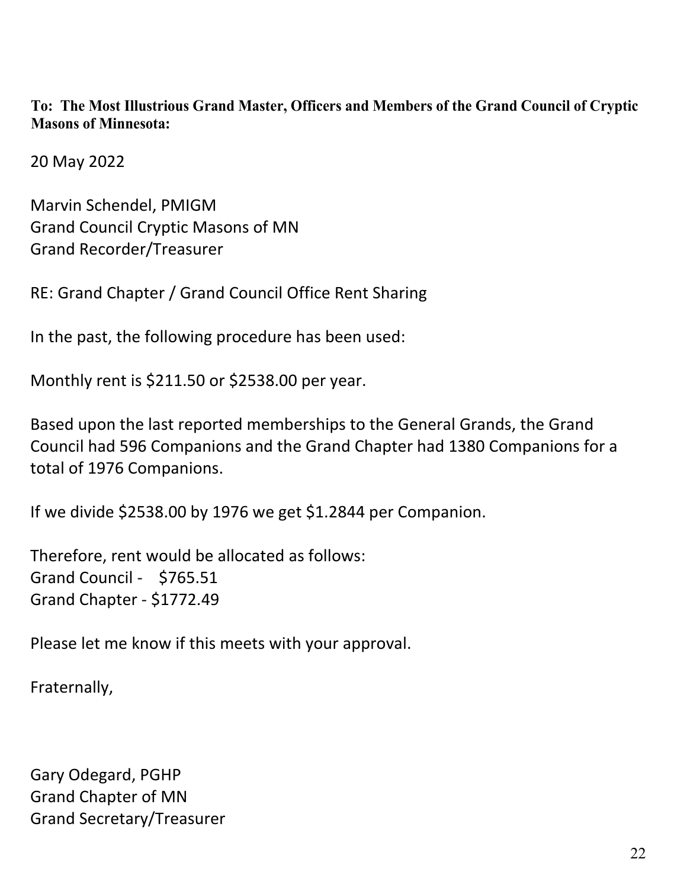**To: The Most Illustrious Grand Master, Officers and Members of the Grand Council of Cryptic Masons of Minnesota:**

20 May 2022

Marvin Schendel, PMIGM
Grand Council Cryptic Masons of MN
Grand Recorder/Treasurer

RE: Grand Chapter / Grand Council Office Rent Sharing

In the past, the following procedure has been used:

Monthly rent is $211.50 or $2538.00 per year.

Based upon the last reported memberships to the General Grands, the Grand Council had 596 Companions and the Grand Chapter had 1380 Companions for a total of 1976 Companions.

If we divide $2538.00 by 1976 we get $1.2844 per Companion.

Therefore, rent would be allocated as follows:
Grand Council - $765.51
Grand Chapter - $1772.49

Please let me know if this meets with your approval.

Fraternally,

Gary Odegard, PGHP
Grand Chapter of MN
Grand Secretary/Treasurer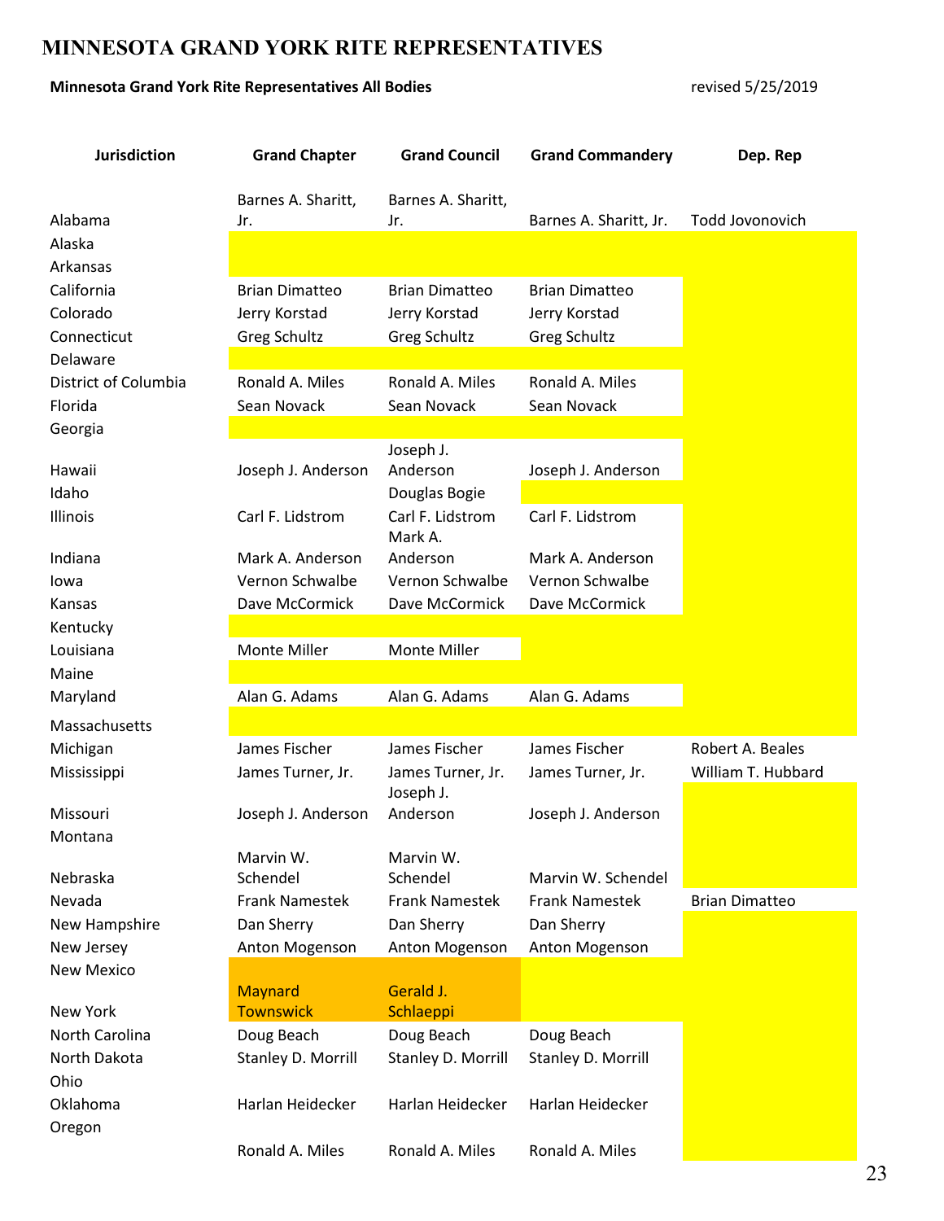# MINNESOTA GRAND YORK RITE REPRESENTATIVES

**Minnesota Grand York Rite Representatives All Bodies** revised 5/25/2019

| Jurisdiction | Grand Chapter | Grand Council | Grand Commandery | Dep. Rep |
|---|---|---|---|---|
| Alabama | Barnes A. Sharitt, Jr. | Barnes A. Sharitt, Jr. | Barnes A. Sharitt, Jr. | Todd Jovonovich |
| Alaska | | | | |
| Arkansas | | | | |
| California | Brian Dimatteo | Brian Dimatteo | Brian Dimatteo | |
| Colorado | Jerry Korstad | Jerry Korstad | Jerry Korstad | |
| Connecticut | Greg Schultz | Greg Schultz | Greg Schultz | |
| Delaware | | | | |
| District of Columbia | Ronald A. Miles | Ronald A. Miles | Ronald A. Miles | |
| Florida | Sean Novack | Sean Novack | Sean Novack | |
| Georgia | | | | |
| Hawaii | Joseph J. Anderson | Joseph J. Anderson | Joseph J. Anderson | |
| Idaho | | Douglas Bogie | | |
| Illinois | Carl F. Lidstrom | Carl F. Lidstrom | Carl F. Lidstrom | |
| Indiana | Mark A. Anderson | Mark A. Anderson | Mark A. Anderson | |
| Iowa | Vernon Schwalbe | Vernon Schwalbe | Vernon Schwalbe | |
| Kansas | Dave McCormick | Dave McCormick | Dave McCormick | |
| Kentucky | | | | |
| Louisiana | Monte Miller | Monte Miller | | |
| Maine | | | | |
| Maryland | Alan G. Adams | Alan G. Adams | Alan G. Adams | |
| Massachusetts | | | | |
| Michigan | James Fischer | James Fischer | James Fischer | Robert A. Beales |
| Mississippi | James Turner, Jr. | James Turner, Jr. | James Turner, Jr. | William T. Hubbard |
| Missouri | Joseph J. Anderson | Joseph J. Anderson | Joseph J. Anderson | |
| Montana | | | | |
| Nebraska | Marvin W. Schendel | Marvin W. Schendel | Marvin W. Schendel | |
| Nevada | Frank Namestek | Frank Namestek | Frank Namestek | Brian Dimatteo |
| New Hampshire | Dan Sherry | Dan Sherry | Dan Sherry | |
| New Jersey | Anton Mogenson | Anton Mogenson | Anton Mogenson | |
| New Mexico | | | | |
| New York | Maynard Townswick | Gerald J. Schlaeppi | | |
| North Carolina | Doug Beach | Doug Beach | Doug Beach | |
| North Dakota | Stanley D. Morrill | Stanley D. Morrill | Stanley D. Morrill | |
| Ohio | | | | |
| Oklahoma | Harlan Heidecker | Harlan Heidecker | Harlan Heidecker | |
| Oregon | | | | |
| | Ronald A. Miles | Ronald A. Miles | Ronald A. Miles | |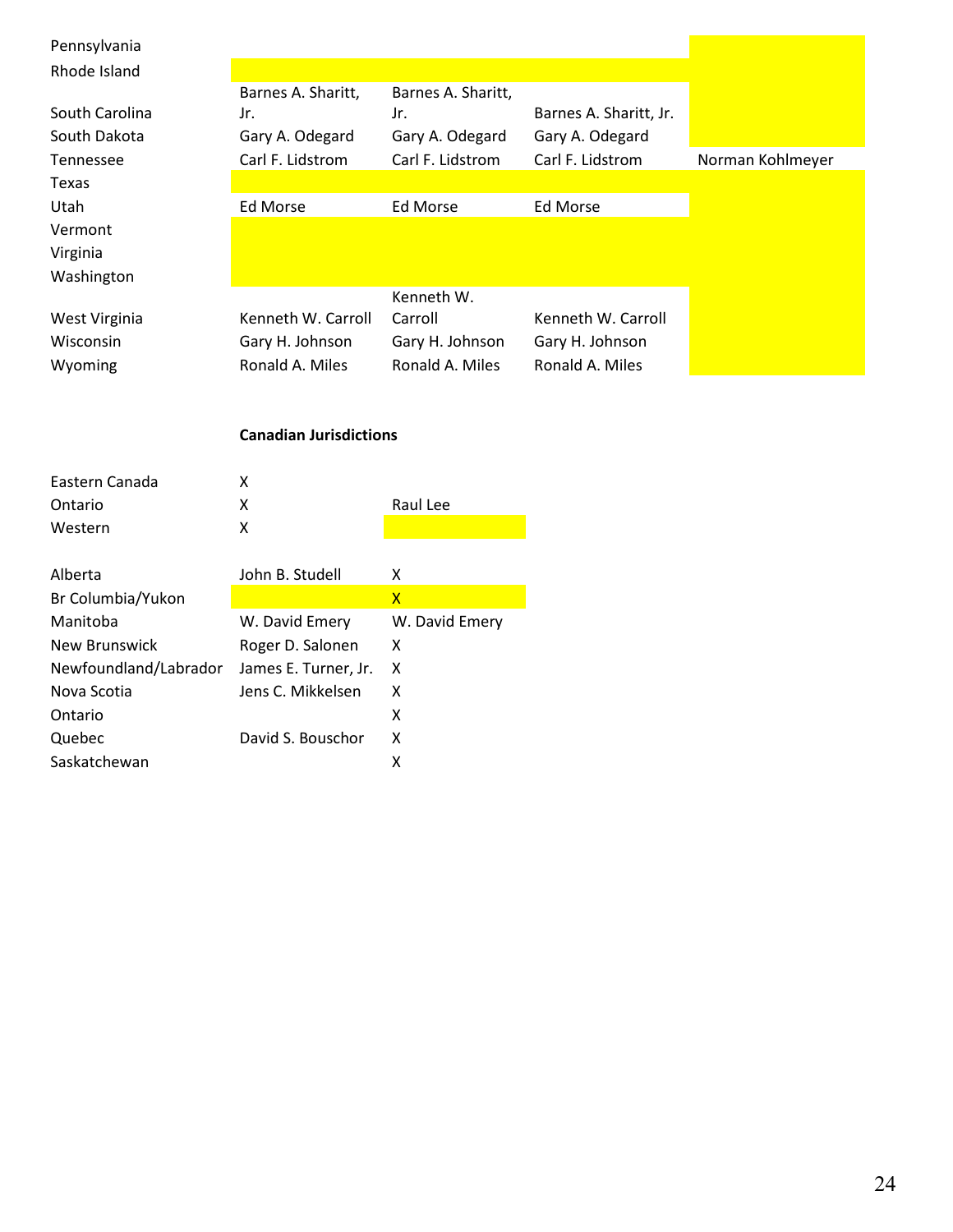| | | | | |
|---|---|---|---|---|
| Pennsylvania | | | | |
| Rhode Island | | | | |
| South Carolina | Barnes A. Sharitt, Jr. | Barnes A. Sharitt, Jr. | Barnes A. Sharitt, Jr. | |
| South Dakota | Gary A. Odegard | Gary A. Odegard | Gary A. Odegard | |
| Tennessee | Carl F. Lidstrom | Carl F. Lidstrom | Carl F. Lidstrom | Norman Kohlmeyer |
| Texas | | | | |
| Utah | Ed Morse | Ed Morse | Ed Morse | |
| Vermont | | | | |
| Virginia | | | | |
| Washington | | | | |
| West Virginia | Kenneth W. Carroll | Kenneth W. Carroll | Kenneth W. Carroll | |
| Wisconsin | Gary H. Johnson | Gary H. Johnson | Gary H. Johnson | |
| Wyoming | Ronald A. Miles | Ronald A. Miles | Ronald A. Miles | |

**Canadian Jurisdictions**

| | | |
|---|---|---|
| Eastern Canada | X | |
| Ontario | X | Raul Lee |
| Western | X | |
| | | |
| Alberta | John B. Studell | X |
| Br Columbia/Yukon | | X |
| Manitoba | W. David Emery | W. David Emery |
| New Brunswick | Roger D. Salonen | X |
| Newfoundland/Labrador | James E. Turner, Jr. | X |
| Nova Scotia | Jens C. Mikkelsen | X |
| Ontario | | X |
| Quebec | David S. Bouschor | X |
| Saskatchewan | | X |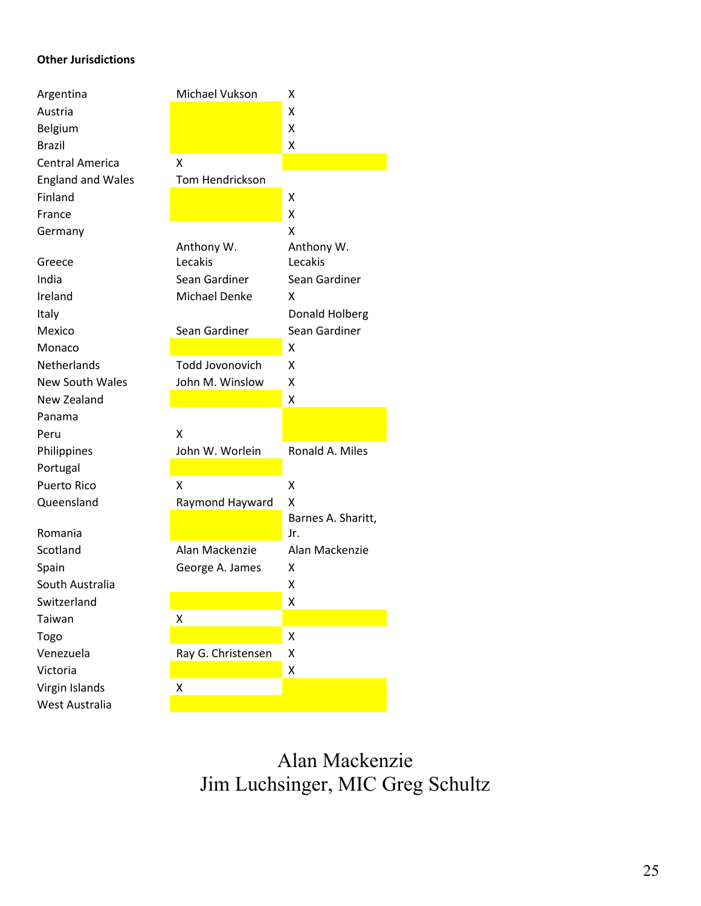**Other Jurisdictions**

| | | |
|---|---|---|
| Argentina | Michael Vukson | X |
| Austria | | X |
| Belgium | | X |
| Brazil | | X |
| Central America | X | |
| England and Wales | Tom Hendrickson | |
| Finland | | X |
| France | | X |
| Germany | | X |
| Greece | Anthony W. Lecakis | Anthony W. Lecakis |
| India | Sean Gardiner | Sean Gardiner |
| Ireland | Michael Denke | X |
| Italy | | Donald Holberg |
| Mexico | Sean Gardiner | Sean Gardiner |
| Monaco | | X |
| Netherlands | Todd Jovonovich | X |
| New South Wales | John M. Winslow | X |
| New Zealand | | X |
| Panama | | |
| Peru | X | |
| Philippines | John W. Worlein | Ronald A. Miles |
| Portugal | | |
| Puerto Rico | X | X |
| Queensland | Raymond Hayward | X |
| Romania | | Barnes A. Sharitt, Jr. |
| Scotland | Alan Mackenzie | Alan Mackenzie |
| Spain | George A. James | X |
| South Australia | | X |
| Switzerland | | X |
| Taiwan | X | |
| Togo | | X |
| Venezuela | Ray G. Christensen | X |
| Victoria | | X |
| Virgin Islands | X | |
| West Australia | | |

Alan Mackenzie
Jim Luchsinger, MIC Greg Schultz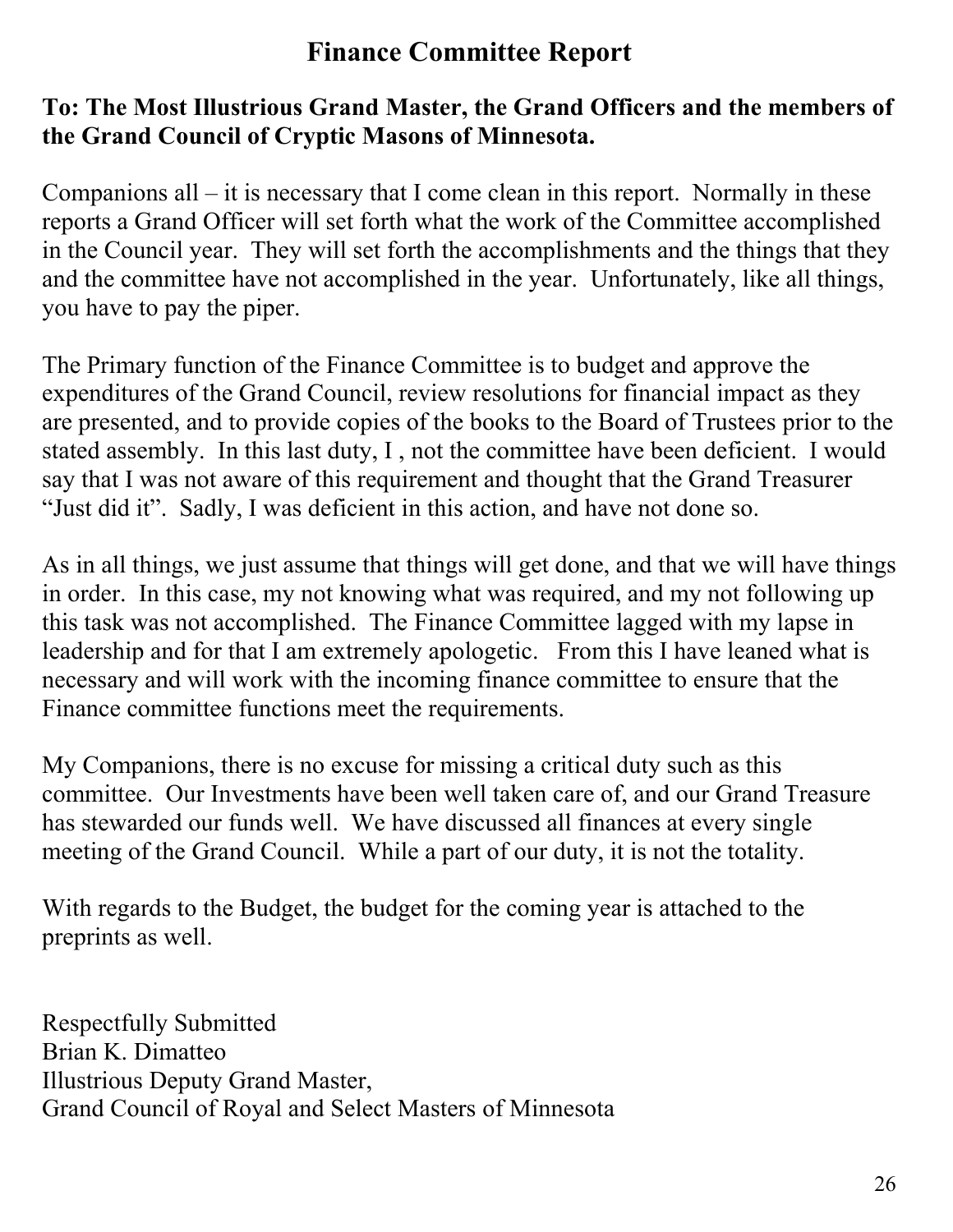# Finance Committee Report

**To: The Most Illustrious Grand Master, the Grand Officers and the members of the Grand Council of Cryptic Masons of Minnesota.**

Companions all – it is necessary that I come clean in this report. Normally in these reports a Grand Officer will set forth what the work of the Committee accomplished in the Council year. They will set forth the accomplishments and the things that they and the committee have not accomplished in the year. Unfortunately, like all things, you have to pay the piper.

The Primary function of the Finance Committee is to budget and approve the expenditures of the Grand Council, review resolutions for financial impact as they are presented, and to provide copies of the books to the Board of Trustees prior to the stated assembly. In this last duty, I , not the committee have been deficient. I would say that I was not aware of this requirement and thought that the Grand Treasurer "Just did it". Sadly, I was deficient in this action, and have not done so.

As in all things, we just assume that things will get done, and that we will have things in order. In this case, my not knowing what was required, and my not following up this task was not accomplished. The Finance Committee lagged with my lapse in leadership and for that I am extremely apologetic. From this I have leaned what is necessary and will work with the incoming finance committee to ensure that the Finance committee functions meet the requirements.

My Companions, there is no excuse for missing a critical duty such as this committee. Our Investments have been well taken care of, and our Grand Treasure has stewarded our funds well. We have discussed all finances at every single meeting of the Grand Council. While a part of our duty, it is not the totality.

With regards to the Budget, the budget for the coming year is attached to the preprints as well.

Respectfully Submitted
Brian K. Dimatteo
Illustrious Deputy Grand Master,
Grand Council of Royal and Select Masters of Minnesota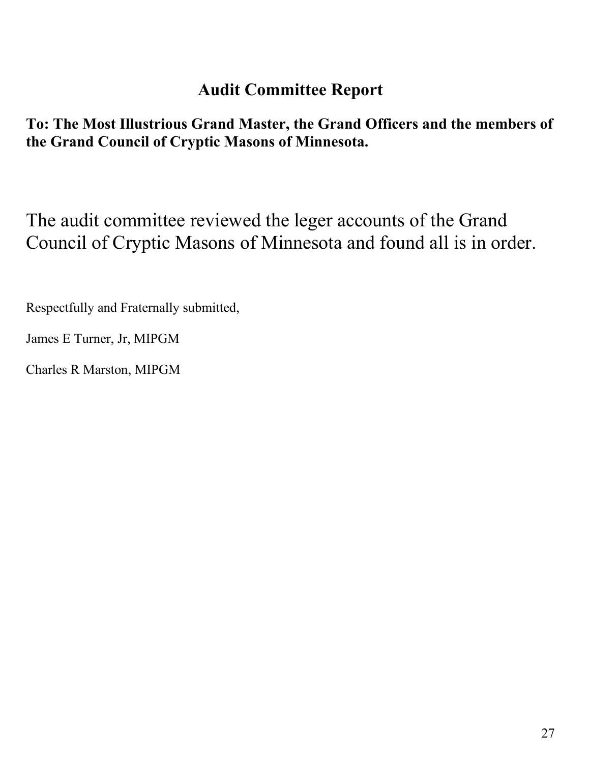## Audit Committee Report

**To: The Most Illustrious Grand Master, the Grand Officers and the members of the Grand Council of Cryptic Masons of Minnesota.**

The audit committee reviewed the leger accounts of the Grand Council of Cryptic Masons of Minnesota and found all is in order.

Respectfully and Fraternally submitted,

James E Turner, Jr, MIPGM

Charles R Marston, MIPGM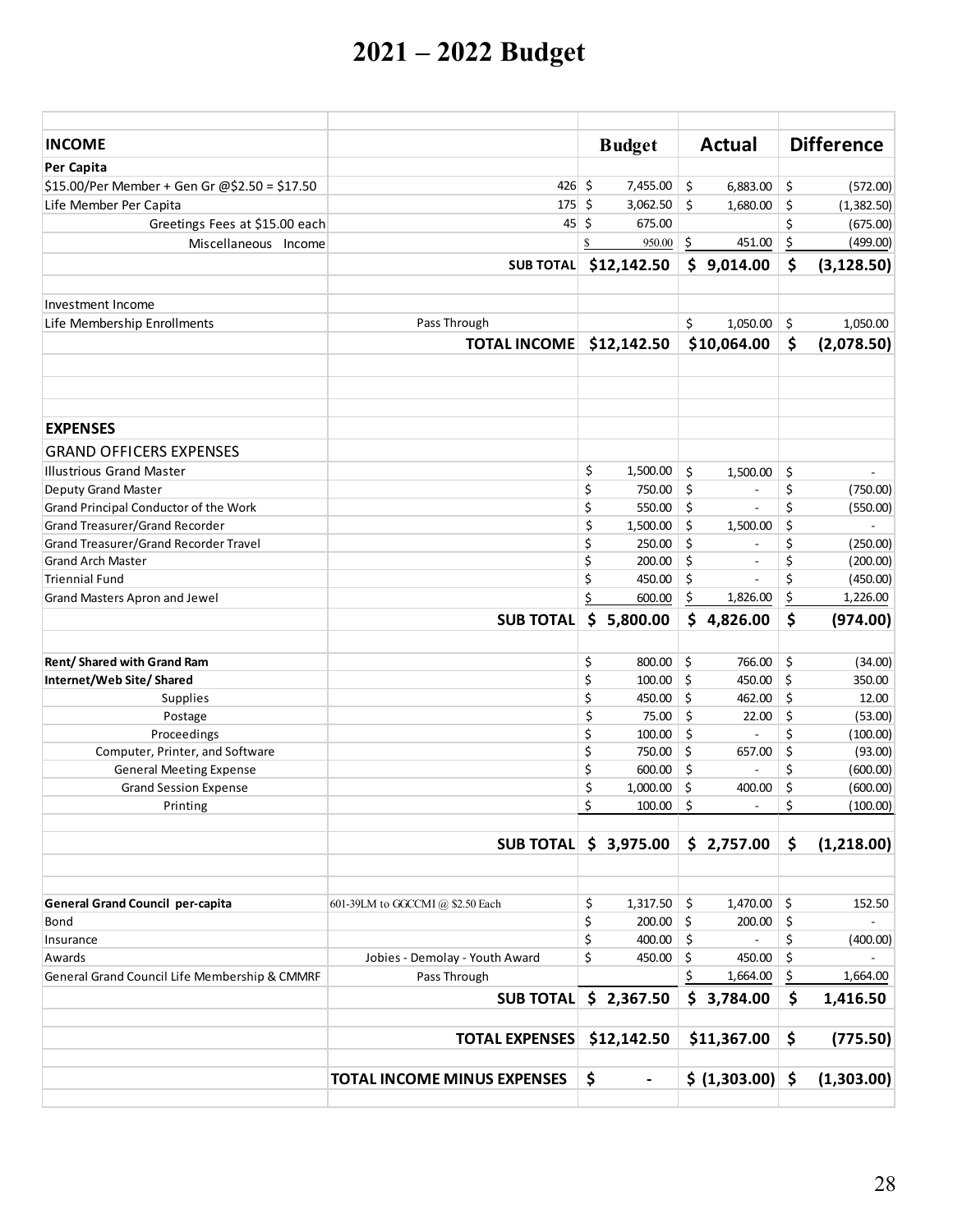# 2021 – 2022 Budget

| INCOME | | Budget | Actual | Difference |
|---|---|---|---|---|
| **Per Capita** | | | | |
| $15.00/Per Member + Gen Gr @$2.50 = $17.50 | 426 | $ 7,455.00 | $ 6,883.00 | $ (572.00) |
| Life Member Per Capita | 175 | $ 3,062.50 | $ 1,680.00 | $ (1,382.50) |
| Greetings Fees at $15.00 each | 45 | $ 675.00 | | $ (675.00) |
| Miscellaneous Income | | $ 950.00 | $ 451.00 | $ (499.00) |
| | **SUB TOTAL** | **$12,142.50** | **$ 9,014.00** | **$ (3,128.50)** |
| | | | | |
| Investment Income | | | | |
| Life Membership Enrollments | Pass Through | | $ 1,050.00 | $ 1,050.00 |
| | **TOTAL INCOME** | **$12,142.50** | **$10,064.00** | **$ (2,078.50)** |
| | | | | |
| **EXPENSES** | | | | |
| GRAND OFFICERS EXPENSES | | | | |
| Illustrious Grand Master | | $ 1,500.00 | $ 1,500.00 | $ - |
| Deputy Grand Master | | $ 750.00 | $ - | $ (750.00) |
| Grand Principal Conductor of the Work | | $ 550.00 | $ - | $ (550.00) |
| Grand Treasurer/Grand Recorder | | $ 1,500.00 | $ 1,500.00 | $ - |
| Grand Treasurer/Grand Recorder Travel | | $ 250.00 | $ - | $ (250.00) |
| Grand Arch Master | | $ 200.00 | $ - | $ (200.00) |
| Triennial Fund | | $ 450.00 | $ - | $ (450.00) |
| Grand Masters Apron and Jewel | | $ 600.00 | $ 1,826.00 | $ 1,226.00 |
| | **SUB TOTAL** | **$ 5,800.00** | **$ 4,826.00** | **$ (974.00)** |
| | | | | |
| **Rent/ Shared with Grand Ram** | | $ 800.00 | $ 766.00 | $ (34.00) |
| **Internet/Web Site/ Shared** | | $ 100.00 | $ 450.00 | $ 350.00 |
| Supplies | | $ 450.00 | $ 462.00 | $ 12.00 |
| Postage | | $ 75.00 | $ 22.00 | $ (53.00) |
| Proceedings | | $ 100.00 | $ - | $ (100.00) |
| Computer, Printer, and Software | | $ 750.00 | $ 657.00 | $ (93.00) |
| General Meeting Expense | | $ 600.00 | $ - | $ (600.00) |
| Grand Session Expense | | $ 1,000.00 | $ 400.00 | $ (600.00) |
| Printing | | $ 100.00 | $ - | $ (100.00) |
| | **SUB TOTAL** | **$ 3,975.00** | **$ 2,757.00** | **$ (1,218.00)** |
| | | | | |
| **General Grand Council per-capita** | 601-39LM to GGCCMI @ $2.50 Each | $ 1,317.50 | $ 1,470.00 | $ 152.50 |
| Bond | | $ 200.00 | $ 200.00 | $ - |
| Insurance | | $ 400.00 | $ - | $ (400.00) |
| Awards | Jobies - Demolay - Youth Award | $ 450.00 | $ 450.00 | $ - |
| General Grand Council Life Membership & CMMRF | Pass Through | | $ 1,664.00 | $ 1,664.00 |
| | **SUB TOTAL** | **$ 2,367.50** | **$ 3,784.00** | **$ 1,416.50** |
| | | | | |
| | **TOTAL EXPENSES** | **$12,142.50** | **$11,367.00** | **$ (775.50)** |
| | | | | |
| | **TOTAL INCOME MINUS EXPENSES** | **$ -** | **$ (1,303.00)** | **$ (1,303.00)** |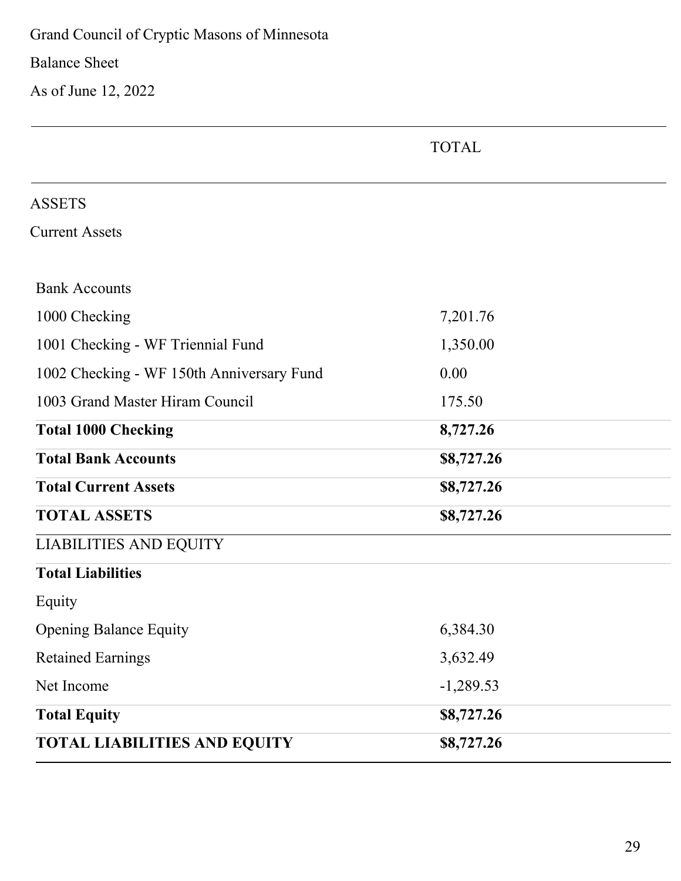Grand Council of Cryptic Masons of Minnesota

Balance Sheet

As of June 12, 2022

| | TOTAL |
|---|---|
| ASSETS | |
| Current Assets | |
| Bank Accounts | |
| 1000 Checking | 7,201.76 |
| 1001 Checking - WF Triennial Fund | 1,350.00 |
| 1002 Checking - WF 150th Anniversary Fund | 0.00 |
| 1003 Grand Master Hiram Council | 175.50 |
| **Total 1000 Checking** | **8,727.26** |
| **Total Bank Accounts** | **$8,727.26** |
| **Total Current Assets** | **$8,727.26** |
| **TOTAL ASSETS** | **$8,727.26** |
| LIABILITIES AND EQUITY | |
| **Total Liabilities** | |
| Equity | |
| Opening Balance Equity | 6,384.30 |
| Retained Earnings | 3,632.49 |
| Net Income | -1,289.53 |
| **Total Equity** | **$8,727.26** |
| **TOTAL LIABILITIES AND EQUITY** | **$8,727.26** |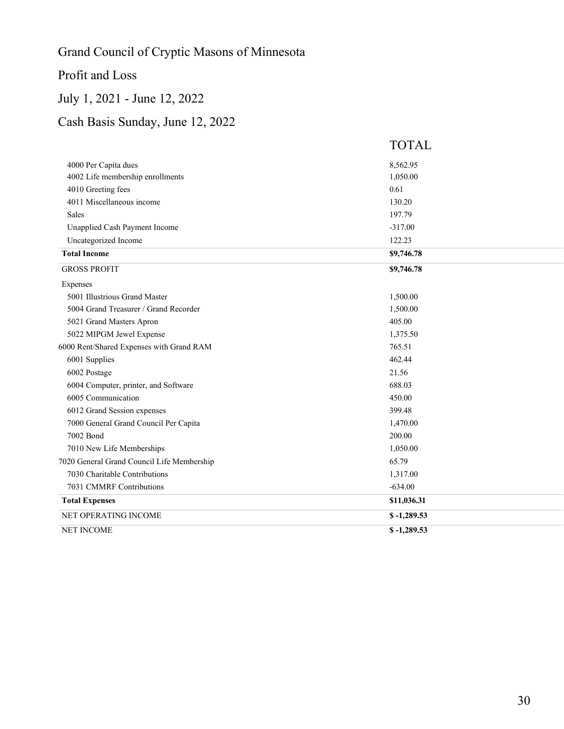Grand Council of Cryptic Masons of Minnesota

Profit and Loss

July 1, 2021 - June 12, 2022

Cash Basis Sunday, June 12, 2022

| | TOTAL |
|---|---|
| 4000 Per Capita dues | 8,562.95 |
| 4002 Life membership enrollments | 1,050.00 |
| 4010 Greeting fees | 0.61 |
| 4011 Miscellaneous income | 130.20 |
| Sales | 197.79 |
| Unapplied Cash Payment Income | -317.00 |
| Uncategorized Income | 122.23 |
| **Total Income** | **$9,746.78** |
| GROSS PROFIT | **$9,746.78** |
| Expenses | |
| 5001 Illustrious Grand Master | 1,500.00 |
| 5004 Grand Treasurer / Grand Recorder | 1,500.00 |
| 5021 Grand Masters Apron | 405.00 |
| 5022 MIPGM Jewel Expense | 1,375.50 |
| 6000 Rent/Shared Expenses with Grand RAM | 765.51 |
| 6001 Supplies | 462.44 |
| 6002 Postage | 21.56 |
| 6004 Computer, printer, and Software | 688.03 |
| 6005 Communication | 450.00 |
| 6012 Grand Session expenses | 399.48 |
| 7000 General Grand Council Per Capita | 1,470.00 |
| 7002 Bond | 200.00 |
| 7010 New Life Memberships | 1,050.00 |
| 7020 General Grand Council Life Membership | 65.79 |
| 7030 Charitable Contributions | 1,317.00 |
| 7031 CMMRF Contributions | -634.00 |
| **Total Expenses** | **$11,036.31** |
| NET OPERATING INCOME | **$ -1,289.53** |
| NET INCOME | **$ -1,289.53** |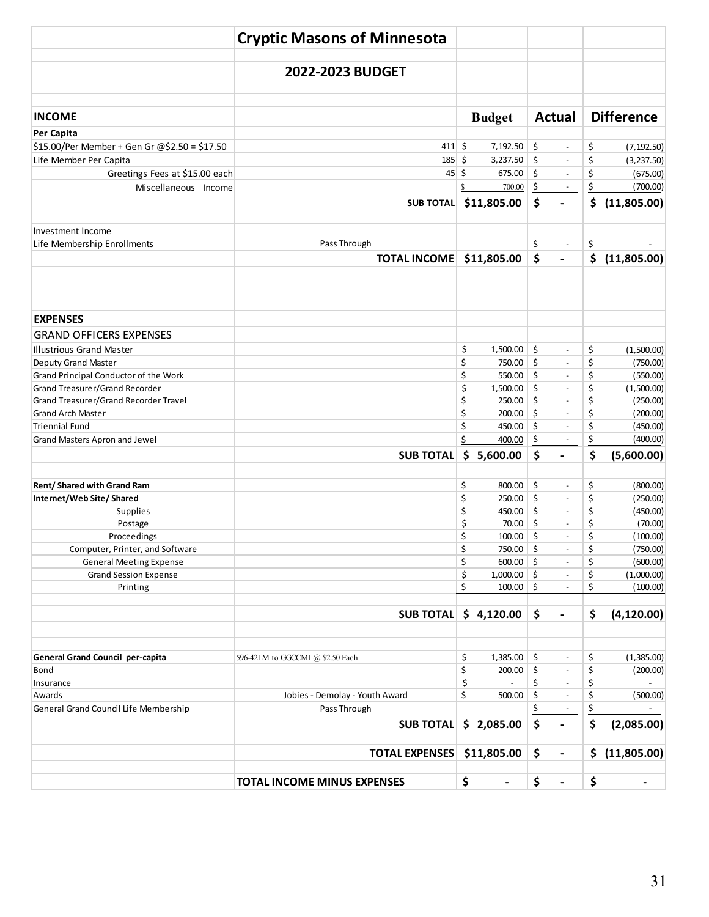# Cryptic Masons of Minnesota

## 2022-2023 BUDGET

| | | Budget | Actual | Difference |
|---|---|---|---|---|
| **INCOME** | | | | |
| **Per Capita** | | | | |
| $15.00/Per Member + Gen Gr @$2.50 = $17.50 | 411 | $ 7,192.50 | $ - | $ (7,192.50) |
| Life Member Per Capita | 185 | $ 3,237.50 | $ - | $ (3,237.50) |
| Greetings Fees at $15.00 each | 45 | $ 675.00 | $ - | $ (675.00) |
| Miscellaneous Income | | $ 700.00 | $ - | $ (700.00) |
| | **SUB TOTAL** | **$11,805.00** | **$ -** | **$ (11,805.00)** |
| Investment Income | | | | |
| Life Membership Enrollments | Pass Through | | $ - | $ - |
| | **TOTAL INCOME** | **$11,805.00** | **$ -** | **$ (11,805.00)** |
| **EXPENSES** | | | | |
| GRAND OFFICERS EXPENSES | | | | |
| Illustrious Grand Master | | $ 1,500.00 | $ - | $ (1,500.00) |
| Deputy Grand Master | | $ 750.00 | $ - | $ (750.00) |
| Grand Principal Conductor of the Work | | $ 550.00 | $ - | $ (550.00) |
| Grand Treasurer/Grand Recorder | | $ 1,500.00 | $ - | $ (1,500.00) |
| Grand Treasurer/Grand Recorder Travel | | $ 250.00 | $ - | $ (250.00) |
| Grand Arch Master | | $ 200.00 | $ - | $ (200.00) |
| Triennial Fund | | $ 450.00 | $ - | $ (450.00) |
| Grand Masters Apron and Jewel | | $ 400.00 | $ - | $ (400.00) |
| | **SUB TOTAL** | **$ 5,600.00** | **$ -** | **$ (5,600.00)** |
| **Rent/ Shared with Grand Ram** | | $ 800.00 | $ - | $ (800.00) |
| **Internet/Web Site/ Shared** | | $ 250.00 | $ - | $ (250.00) |
| Supplies | | $ 450.00 | $ - | $ (450.00) |
| Postage | | $ 70.00 | $ - | $ (70.00) |
| Proceedings | | $ 100.00 | $ - | $ (100.00) |
| Computer, Printer, and Software | | $ 750.00 | $ - | $ (750.00) |
| General Meeting Expense | | $ 600.00 | $ - | $ (600.00) |
| Grand Session Expense | | $ 1,000.00 | $ - | $ (1,000.00) |
| Printing | | $ 100.00 | $ - | $ (100.00) |
| | **SUB TOTAL** | **$ 4,120.00** | **$ -** | **$ (4,120.00)** |
| **General Grand Council per-capita** | 596-42LM to GGCCMI @ $2.50 Each | $ 1,385.00 | $ - | $ (1,385.00) |
| Bond | | $ 200.00 | $ - | $ (200.00) |
| Insurance | | $ - | $ - | $ - |
| Awards | Jobies - Demolay - Youth Award | $ 500.00 | $ - | $ (500.00) |
| General Grand Council Life Membership | Pass Through | | $ - | $ - |
| | **SUB TOTAL** | **$ 2,085.00** | **$ -** | **$ (2,085.00)** |
| | **TOTAL EXPENSES** | **$11,805.00** | **$ -** | **$ (11,805.00)** |
| | **TOTAL INCOME MINUS EXPENSES** | **$ -** | **$ -** | **$ -** |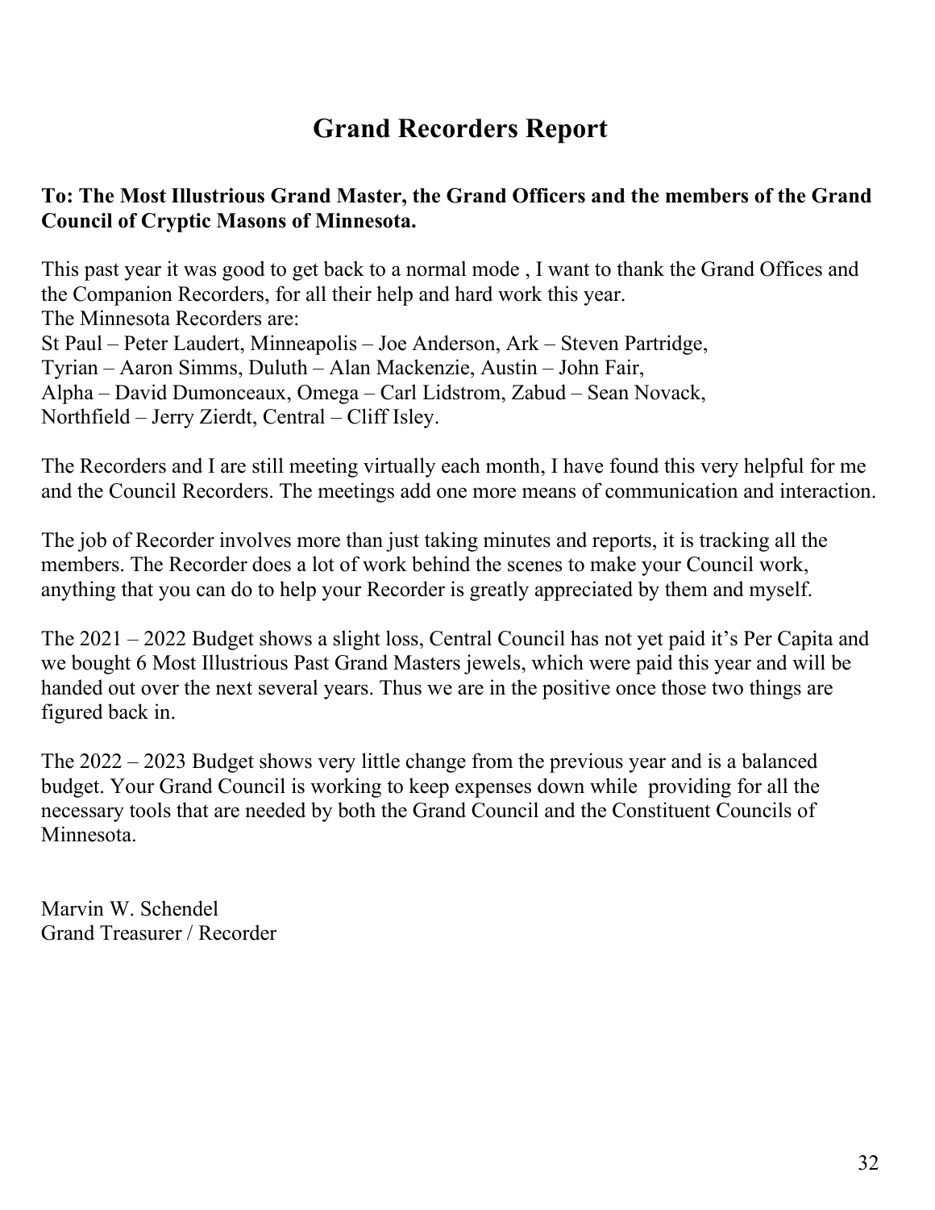# Grand Recorders Report

**To: The Most Illustrious Grand Master, the Grand Officers and the members of the Grand Council of Cryptic Masons of Minnesota.**

This past year it was good to get back to a normal mode , I want to thank the Grand Offices and the Companion Recorders, for all their help and hard work this year.
The Minnesota Recorders are:
St Paul – Peter Laudert, Minneapolis – Joe Anderson, Ark – Steven Partridge,
Tyrian – Aaron Simms, Duluth – Alan Mackenzie, Austin – John Fair,
Alpha – David Dumonceaux, Omega – Carl Lidstrom, Zabud – Sean Novack,
Northfield – Jerry Zierdt, Central – Cliff Isley.

The Recorders and I are still meeting virtually each month, I have found this very helpful for me and the Council Recorders. The meetings add one more means of communication and interaction.

The job of Recorder involves more than just taking minutes and reports, it is tracking all the members. The Recorder does a lot of work behind the scenes to make your Council work, anything that you can do to help your Recorder is greatly appreciated by them and myself.

The 2021 – 2022 Budget shows a slight loss, Central Council has not yet paid it's Per Capita and we bought 6 Most Illustrious Past Grand Masters jewels, which were paid this year and will be handed out over the next several years. Thus we are in the positive once those two things are figured back in.

The 2022 – 2023 Budget shows very little change from the previous year and is a balanced budget. Your Grand Council is working to keep expenses down while providing for all the necessary tools that are needed by both the Grand Council and the Constituent Councils of Minnesota.

Marvin W. Schendel
Grand Treasurer / Recorder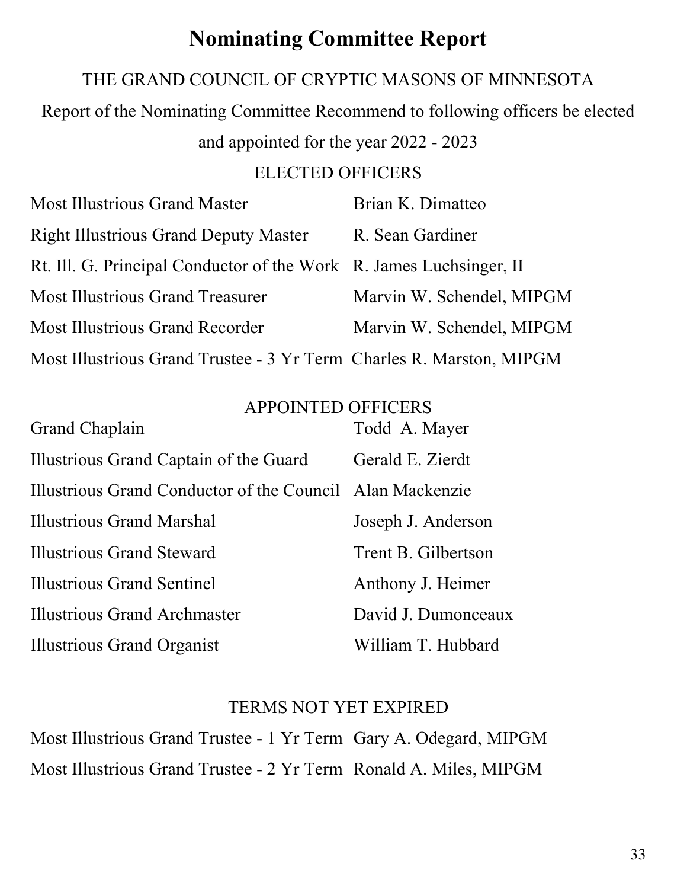# Nominating Committee Report

THE GRAND COUNCIL OF CRYPTIC MASONS OF MINNESOTA

Report of the Nominating Committee Recommend to following officers be elected and appointed for the year 2022 - 2023

ELECTED OFFICERS

| | |
|---|---|
| Most Illustrious Grand Master | Brian K. Dimatteo |
| Right Illustrious Grand Deputy Master | R. Sean Gardiner |
| Rt. Ill. G. Principal Conductor of the Work | R. James Luchsinger, II |
| Most Illustrious Grand Treasurer | Marvin W. Schendel, MIPGM |
| Most Illustrious Grand Recorder | Marvin W. Schendel, MIPGM |
| Most Illustrious Grand Trustee - 3 Yr Term | Charles R. Marston, MIPGM |

APPOINTED OFFICERS

| | |
|---|---|
| Grand Chaplain | Todd A. Mayer |
| Illustrious Grand Captain of the Guard | Gerald E. Zierdt |
| Illustrious Grand Conductor of the Council | Alan Mackenzie |
| Illustrious Grand Marshal | Joseph J. Anderson |
| Illustrious Grand Steward | Trent B. Gilbertson |
| Illustrious Grand Sentinel | Anthony J. Heimer |
| Illustrious Grand Archmaster | David J. Dumonceaux |
| Illustrious Grand Organist | William T. Hubbard |

TERMS NOT YET EXPIRED

| | |
|---|---|
| Most Illustrious Grand Trustee - 1 Yr Term | Gary A. Odegard, MIPGM |
| Most Illustrious Grand Trustee - 2 Yr Term | Ronald A. Miles, MIPGM |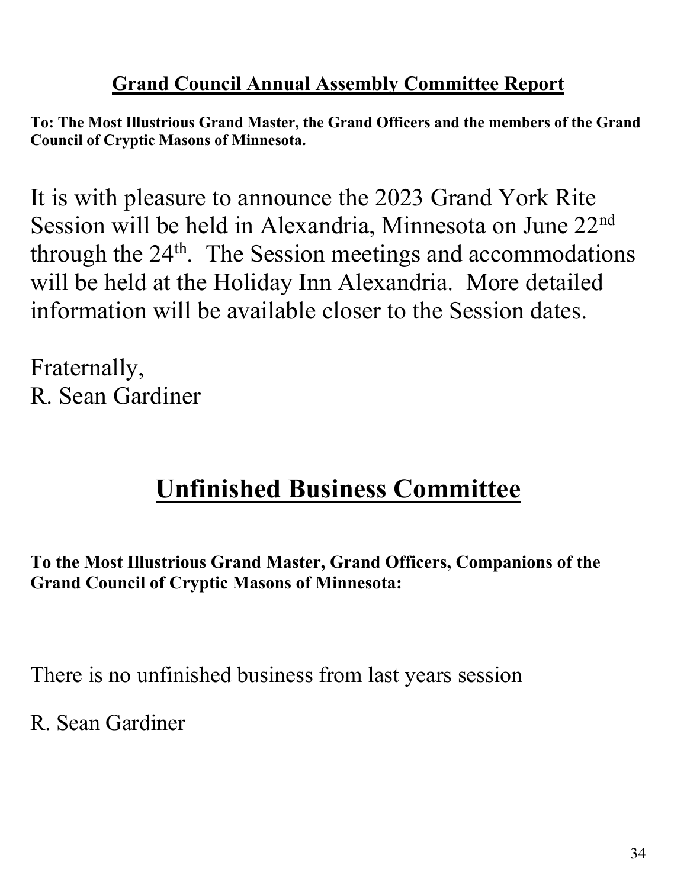## Grand Council Annual Assembly Committee Report

**To: The Most Illustrious Grand Master, the Grand Officers and the members of the Grand Council of Cryptic Masons of Minnesota.**

It is with pleasure to announce the 2023 Grand York Rite Session will be held in Alexandria, Minnesota on June 22nd through the 24th. The Session meetings and accommodations will be held at the Holiday Inn Alexandria. More detailed information will be available closer to the Session dates.

Fraternally,
R. Sean Gardiner

# Unfinished Business Committee

**To the Most Illustrious Grand Master, Grand Officers, Companions of the Grand Council of Cryptic Masons of Minnesota:**

There is no unfinished business from last years session

R. Sean Gardiner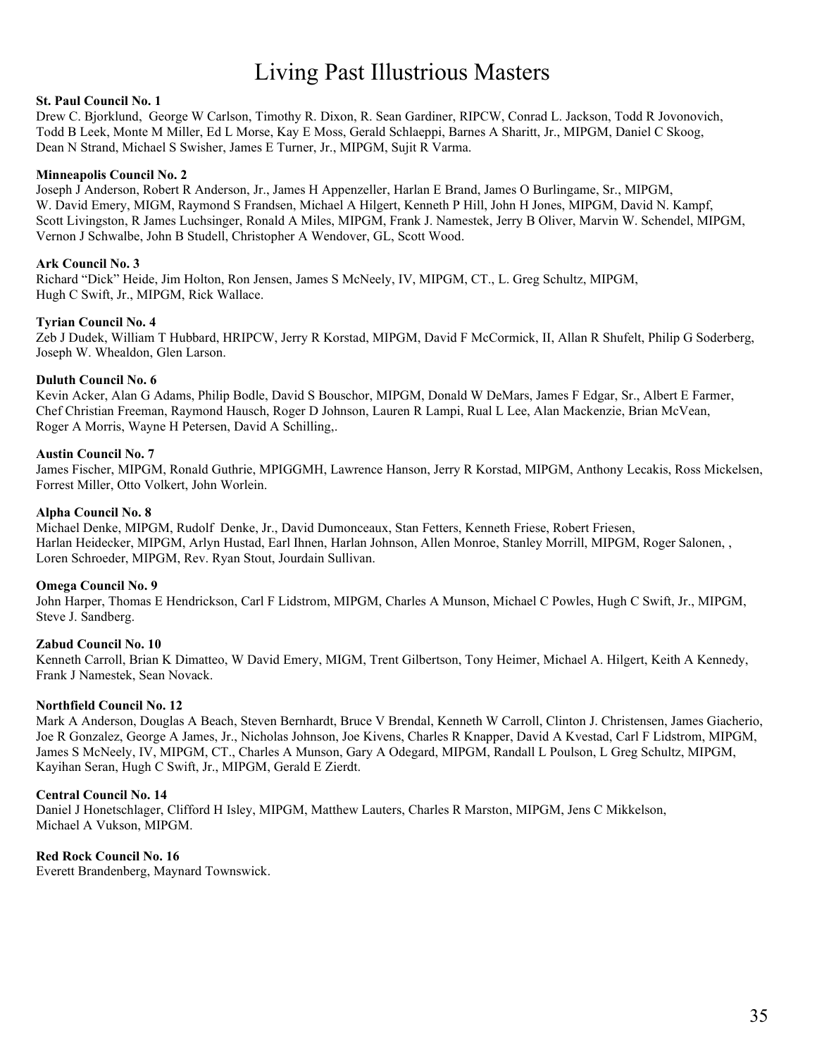# Living Past Illustrious Masters

**St. Paul Council No. 1**
Drew C. Bjorklund, George W Carlson, Timothy R. Dixon, R. Sean Gardiner, RIPCW, Conrad L. Jackson, Todd R Jovonovich, Todd B Leek, Monte M Miller, Ed L Morse, Kay E Moss, Gerald Schlaeppi, Barnes A Sharitt, Jr., MIPGM, Daniel C Skoog, Dean N Strand, Michael S Swisher, James E Turner, Jr., MIPGM, Sujit R Varma.

**Minneapolis Council No. 2**
Joseph J Anderson, Robert R Anderson, Jr., James H Appenzeller, Harlan E Brand, James O Burlingame, Sr., MIPGM, W. David Emery, MIGM, Raymond S Frandsen, Michael A Hilgert, Kenneth P Hill, John H Jones, MIPGM, David N. Kampf, Scott Livingston, R James Luchsinger, Ronald A Miles, MIPGM, Frank J. Namestek, Jerry B Oliver, Marvin W. Schendel, MIPGM, Vernon J Schwalbe, John B Studell, Christopher A Wendover, GL, Scott Wood.

**Ark Council No. 3**
Richard "Dick" Heide, Jim Holton, Ron Jensen, James S McNeely, IV, MIPGM, CT., L. Greg Schultz, MIPGM, Hugh C Swift, Jr., MIPGM, Rick Wallace.

**Tyrian Council No. 4**
Zeb J Dudek, William T Hubbard, HRIPCW, Jerry R Korstad, MIPGM, David F McCormick, II, Allan R Shufelt, Philip G Soderberg, Joseph W. Whealdon, Glen Larson.

**Duluth Council No. 6**
Kevin Acker, Alan G Adams, Philip Bodle, David S Bouschor, MIPGM, Donald W DeMars, James F Edgar, Sr., Albert E Farmer, Chef Christian Freeman, Raymond Hausch, Roger D Johnson, Lauren R Lampi, Rual L Lee, Alan Mackenzie, Brian McVean, Roger A Morris, Wayne H Petersen, David A Schilling,.

**Austin Council No. 7**
James Fischer, MIPGM, Ronald Guthrie, MPIGGMH, Lawrence Hanson, Jerry R Korstad, MIPGM, Anthony Lecakis, Ross Mickelsen, Forrest Miller, Otto Volkert, John Worlein.

**Alpha Council No. 8**
Michael Denke, MIPGM, Rudolf Denke, Jr., David Dumonceaux, Stan Fetters, Kenneth Friese, Robert Friesen, Harlan Heidecker, MIPGM, Arlyn Hustad, Earl Ihnen, Harlan Johnson, Allen Monroe, Stanley Morrill, MIPGM, Roger Salonen, , Loren Schroeder, MIPGM, Rev. Ryan Stout, Jourdain Sullivan.

**Omega Council No. 9**
John Harper, Thomas E Hendrickson, Carl F Lidstrom, MIPGM, Charles A Munson, Michael C Powles, Hugh C Swift, Jr., MIPGM, Steve J. Sandberg.

**Zabud Council No. 10**
Kenneth Carroll, Brian K Dimatteo, W David Emery, MIGM, Trent Gilbertson, Tony Heimer, Michael A. Hilgert, Keith A Kennedy, Frank J Namestek, Sean Novack.

**Northfield Council No. 12**
Mark A Anderson, Douglas A Beach, Steven Bernhardt, Bruce V Brendal, Kenneth W Carroll, Clinton J. Christensen, James Giacherio, Joe R Gonzalez, George A James, Jr., Nicholas Johnson, Joe Kivens, Charles R Knapper, David A Kvestad, Carl F Lidstrom, MIPGM, James S McNeely, IV, MIPGM, CT., Charles A Munson, Gary A Odegard, MIPGM, Randall L Poulson, L Greg Schultz, MIPGM, Kayihan Seran, Hugh C Swift, Jr., MIPGM, Gerald E Zierdt.

**Central Council No. 14**
Daniel J Honetschlager, Clifford H Isley, MIPGM, Matthew Lauters, Charles R Marston, MIPGM, Jens C Mikkelson, Michael A Vukson, MIPGM.

**Red Rock Council No. 16**
Everett Brandenberg, Maynard Townswick.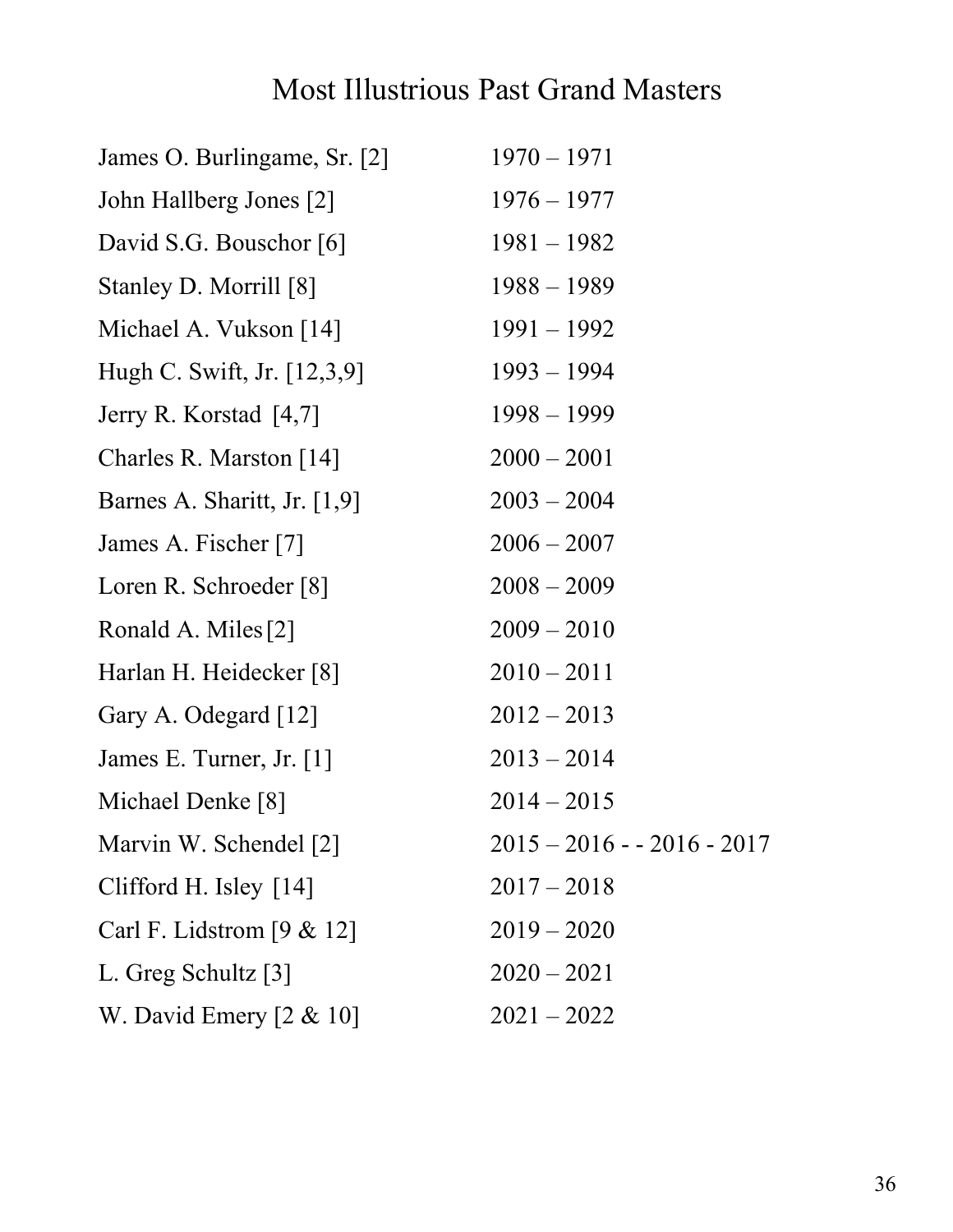# Most Illustrious Past Grand Masters

| | |
|---|---|
| James O. Burlingame, Sr. [2] | 1970 – 1971 |
| John Hallberg Jones [2] | 1976 – 1977 |
| David S.G. Bouschor [6] | 1981 – 1982 |
| Stanley D. Morrill [8] | 1988 – 1989 |
| Michael A. Vukson [14] | 1991 – 1992 |
| Hugh C. Swift, Jr. [12,3,9] | 1993 – 1994 |
| Jerry R. Korstad [4,7] | 1998 – 1999 |
| Charles R. Marston [14] | 2000 – 2001 |
| Barnes A. Sharitt, Jr. [1,9] | 2003 – 2004 |
| James A. Fischer [7] | 2006 – 2007 |
| Loren R. Schroeder [8] | 2008 – 2009 |
| Ronald A. Miles [2] | 2009 – 2010 |
| Harlan H. Heidecker [8] | 2010 – 2011 |
| Gary A. Odegard [12] | 2012 – 2013 |
| James E. Turner, Jr. [1] | 2013 – 2014 |
| Michael Denke [8] | 2014 – 2015 |
| Marvin W. Schendel [2] | 2015 – 2016 - - 2016 - 2017 |
| Clifford H. Isley [14] | 2017 – 2018 |
| Carl F. Lidstrom [9 & 12] | 2019 – 2020 |
| L. Greg Schultz [3] | 2020 – 2021 |
| W. David Emery [2 & 10] | 2021 – 2022 |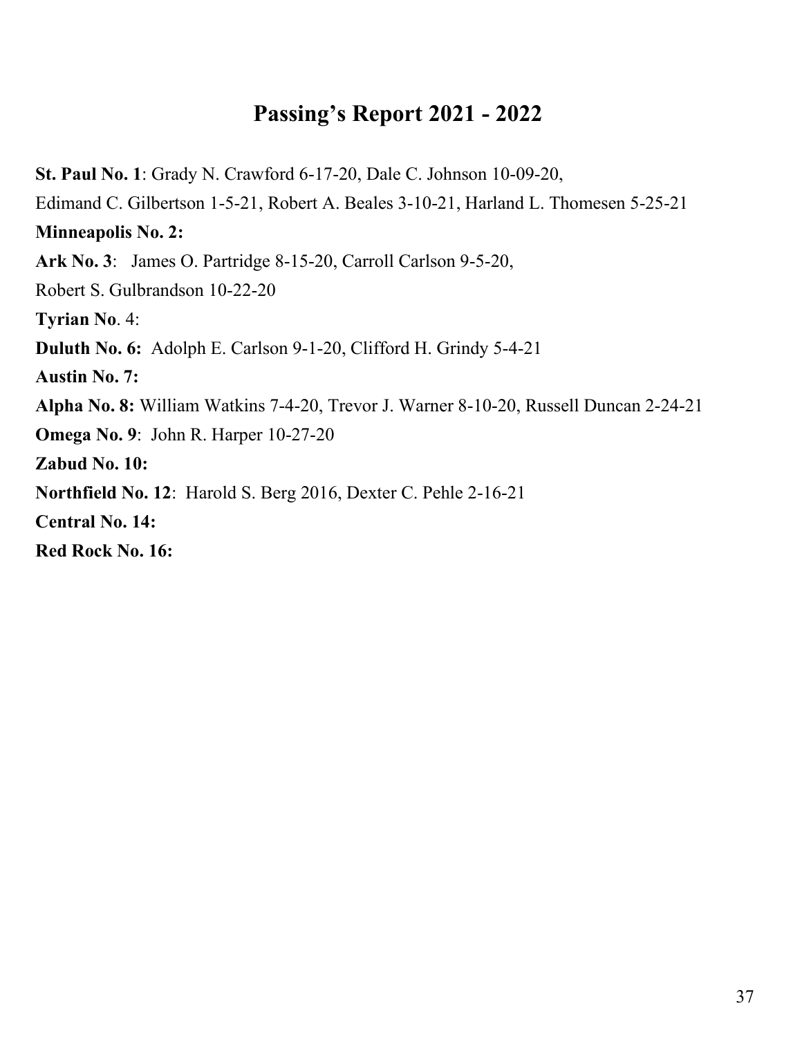## Passing's Report 2021 - 2022

**St. Paul No. 1**: Grady N. Crawford 6-17-20, Dale C. Johnson 10-09-20,
Edimand C. Gilbertson 1-5-21, Robert A. Beales 3-10-21, Harland L. Thomesen 5-25-21

**Minneapolis No. 2:**

**Ark No. 3**: James O. Partridge 8-15-20, Carroll Carlson 9-5-20,
Robert S. Gulbrandson 10-22-20

**Tyrian No**. 4:

**Duluth No. 6:** Adolph E. Carlson 9-1-20, Clifford H. Grindy 5-4-21

**Austin No. 7:**

**Alpha No. 8:** William Watkins 7-4-20, Trevor J. Warner 8-10-20, Russell Duncan 2-24-21

**Omega No. 9**: John R. Harper 10-27-20

**Zabud No. 10:**

**Northfield No. 12**: Harold S. Berg 2016, Dexter C. Pehle 2-16-21

**Central No. 14:**

**Red Rock No. 16:**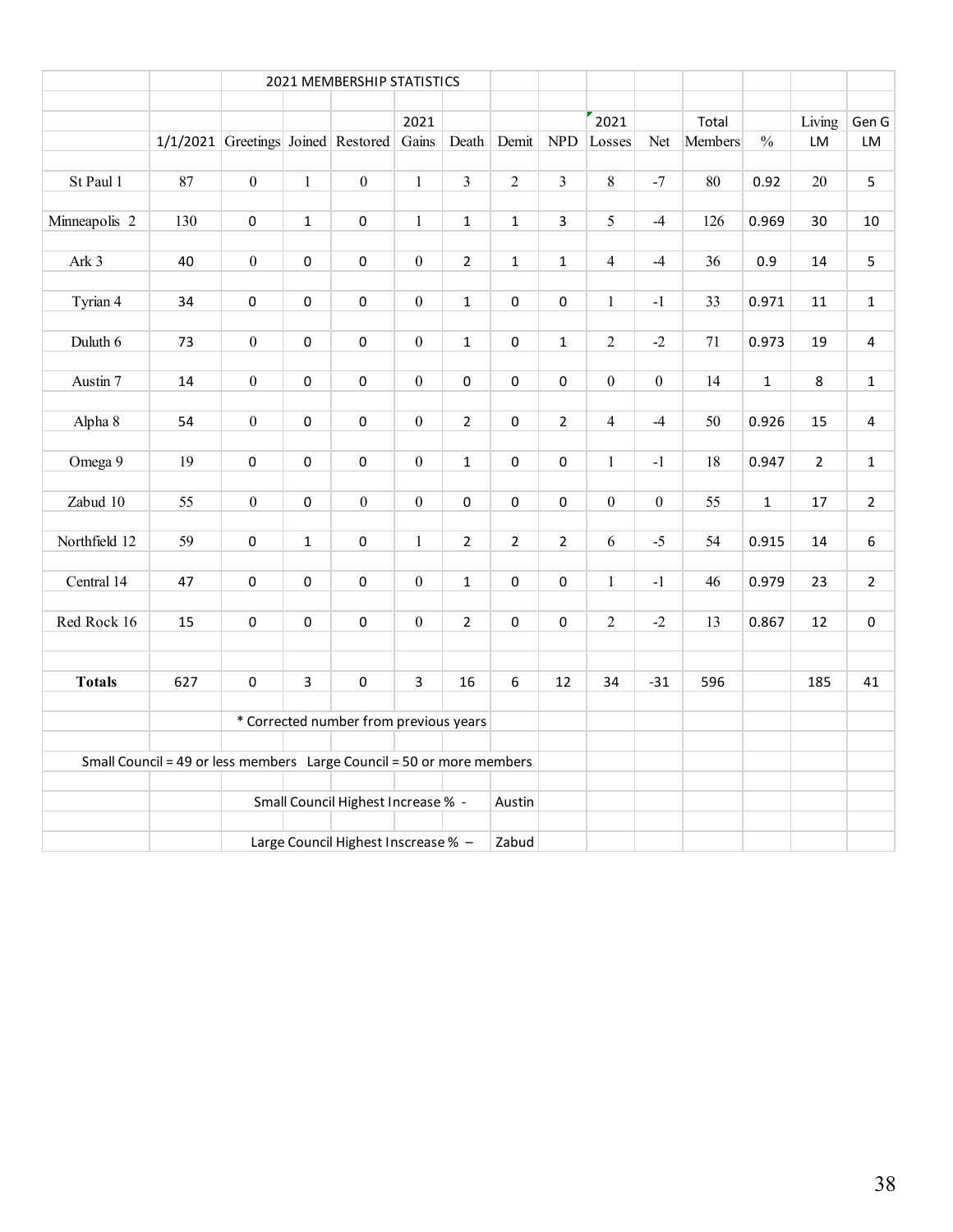## 2021 MEMBERSHIP STATISTICS

| | 1/1/2021 | Greetings | Joined | Restored | 2021 Gains | Death | Demit | NPD | 2021 Losses | Net | Total Members | % | Living LM | Gen G LM |
|---|---|---|---|---|---|---|---|---|---|---|---|---|---|---|
| St Paul 1 | 87 | 0 | 1 | 0 | 1 | 3 | 2 | 3 | 8 | -7 | 80 | 0.92 | 20 | 5 |
| Minneapolis 2 | 130 | 0 | 1 | 0 | 1 | 1 | 1 | 3 | 5 | -4 | 126 | 0.969 | 30 | 10 |
| Ark 3 | 40 | 0 | 0 | 0 | 0 | 2 | 1 | 1 | 4 | -4 | 36 | 0.9 | 14 | 5 |
| Tyrian 4 | 34 | 0 | 0 | 0 | 0 | 1 | 0 | 0 | 1 | -1 | 33 | 0.971 | 11 | 1 |
| Duluth 6 | 73 | 0 | 0 | 0 | 0 | 1 | 0 | 1 | 2 | -2 | 71 | 0.973 | 19 | 4 |
| Austin 7 | 14 | 0 | 0 | 0 | 0 | 0 | 0 | 0 | 0 | 0 | 14 | 1 | 8 | 1 |
| Alpha 8 | 54 | 0 | 0 | 0 | 0 | 2 | 0 | 2 | 4 | -4 | 50 | 0.926 | 15 | 4 |
| Omega 9 | 19 | 0 | 0 | 0 | 0 | 1 | 0 | 0 | 1 | -1 | 18 | 0.947 | 2 | 1 |
| Zabud 10 | 55 | 0 | 0 | 0 | 0 | 0 | 0 | 0 | 0 | 0 | 55 | 1 | 17 | 2 |
| Northfield 12 | 59 | 0 | 1 | 0 | 1 | 2 | 2 | 2 | 6 | -5 | 54 | 0.915 | 14 | 6 |
| Central 14 | 47 | 0 | 0 | 0 | 0 | 1 | 0 | 0 | 1 | -1 | 46 | 0.979 | 23 | 2 |
| Red Rock 16 | 15 | 0 | 0 | 0 | 0 | 2 | 0 | 0 | 2 | -2 | 13 | 0.867 | 12 | 0 |
| **Totals** | 627 | 0 | 3 | 0 | 3 | 16 | 6 | 12 | 34 | -31 | 596 | | 185 | 41 |

* Corrected number from previous years

Small Council = 49 or less members Large Council = 50 or more members

Small Council Highest Increase % - Austin

Large Council Highest Inscrease % – Zabud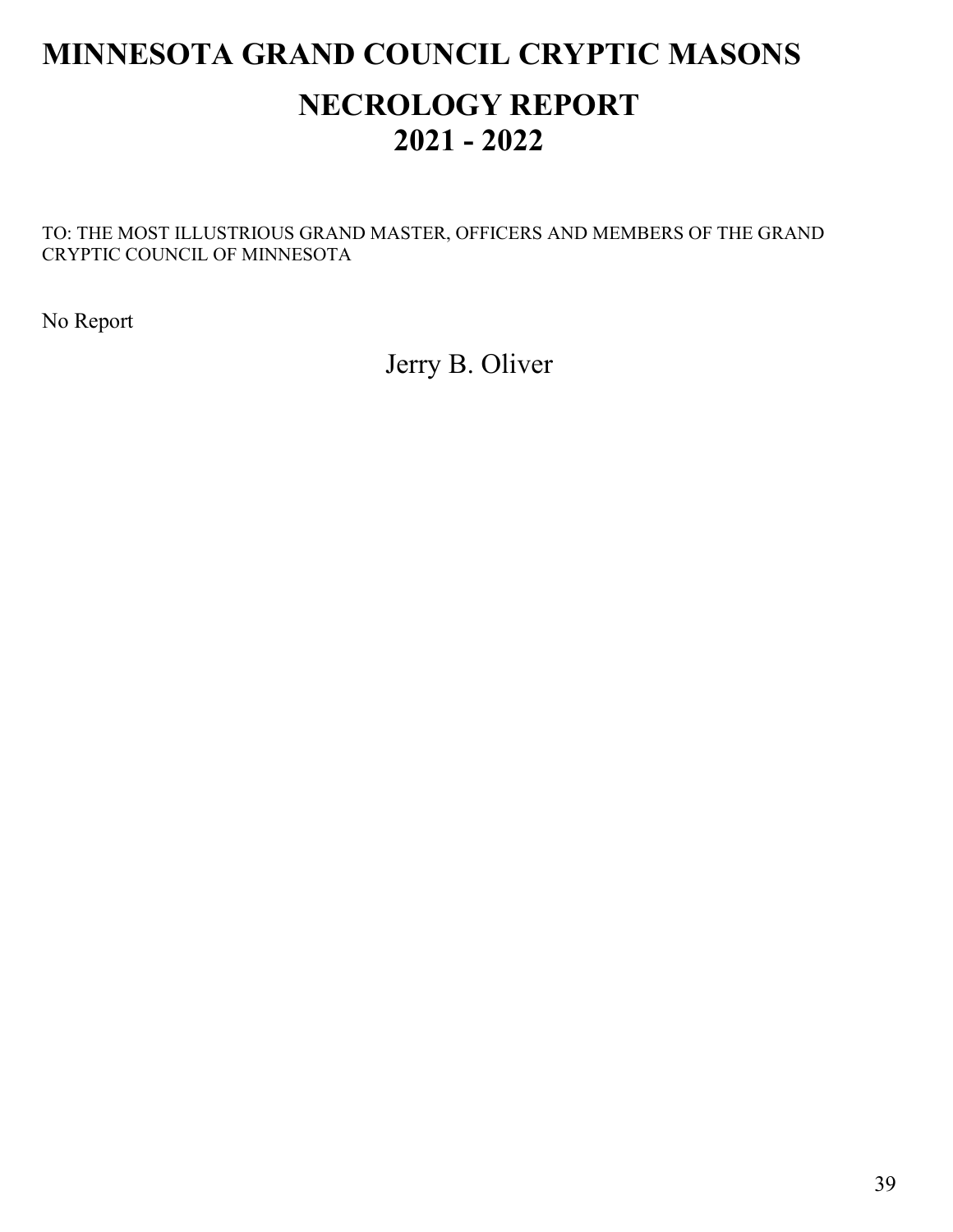# MINNESOTA GRAND COUNCIL CRYPTIC MASONS

## NECROLOGY REPORT
## 2021 - 2022

TO: THE MOST ILLUSTRIOUS GRAND MASTER, OFFICERS AND MEMBERS OF THE GRAND CRYPTIC COUNCIL OF MINNESOTA

No Report

Jerry B. Oliver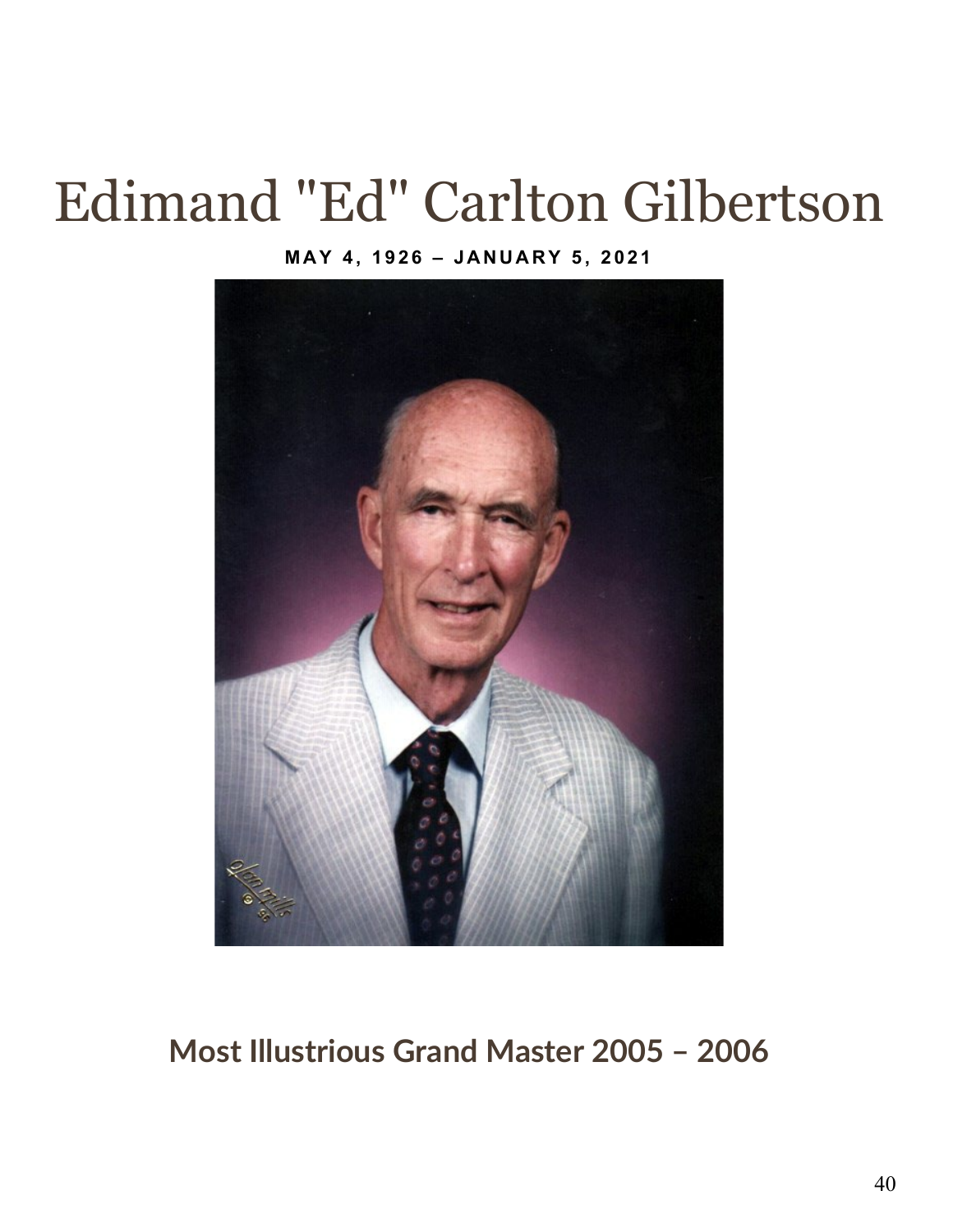# Edimand "Ed" Carlton Gilbertson

**MAY 4, 1926 – JANUARY 5, 2021**

**Most Illustrious Grand Master 2005 – 2006**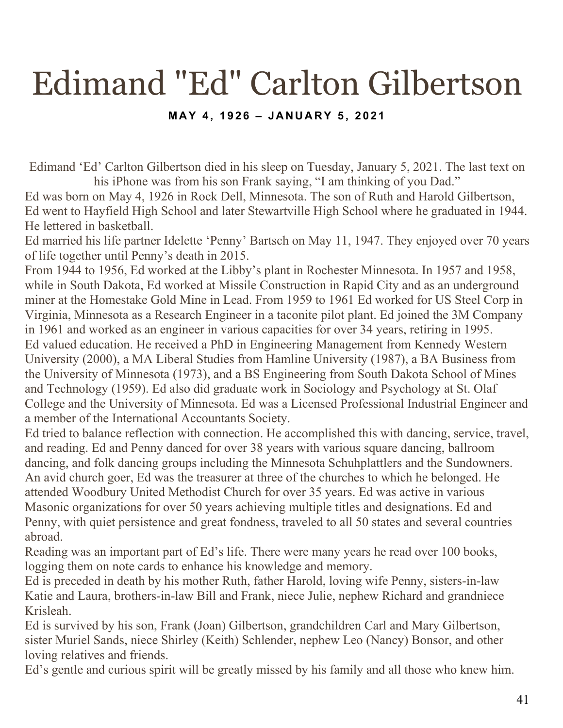# Edimand "Ed" Carlton Gilbertson

**MAY 4, 1926 – JANUARY 5, 2021**

Edimand 'Ed' Carlton Gilbertson died in his sleep on Tuesday, January 5, 2021. The last text on his iPhone was from his son Frank saying, "I am thinking of you Dad."

Ed was born on May 4, 1926 in Rock Dell, Minnesota. The son of Ruth and Harold Gilbertson, Ed went to Hayfield High School and later Stewartville High School where he graduated in 1944. He lettered in basketball.

Ed married his life partner Idelette 'Penny' Bartsch on May 11, 1947. They enjoyed over 70 years of life together until Penny's death in 2015.

From 1944 to 1956, Ed worked at the Libby's plant in Rochester Minnesota. In 1957 and 1958, while in South Dakota, Ed worked at Missile Construction in Rapid City and as an underground miner at the Homestake Gold Mine in Lead. From 1959 to 1961 Ed worked for US Steel Corp in Virginia, Minnesota as a Research Engineer in a taconite pilot plant. Ed joined the 3M Company in 1961 and worked as an engineer in various capacities for over 34 years, retiring in 1995.

Ed valued education. He received a PhD in Engineering Management from Kennedy Western University (2000), a MA Liberal Studies from Hamline University (1987), a BA Business from the University of Minnesota (1973), and a BS Engineering from South Dakota School of Mines and Technology (1959). Ed also did graduate work in Sociology and Psychology at St. Olaf College and the University of Minnesota. Ed was a Licensed Professional Industrial Engineer and a member of the International Accountants Society.

Ed tried to balance reflection with connection. He accomplished this with dancing, service, travel, and reading. Ed and Penny danced for over 38 years with various square dancing, ballroom dancing, and folk dancing groups including the Minnesota Schuhplattlers and the Sundowners. An avid church goer, Ed was the treasurer at three of the churches to which he belonged. He attended Woodbury United Methodist Church for over 35 years. Ed was active in various Masonic organizations for over 50 years achieving multiple titles and designations. Ed and Penny, with quiet persistence and great fondness, traveled to all 50 states and several countries abroad.

Reading was an important part of Ed's life. There were many years he read over 100 books, logging them on note cards to enhance his knowledge and memory.

Ed is preceded in death by his mother Ruth, father Harold, loving wife Penny, sisters-in-law Katie and Laura, brothers-in-law Bill and Frank, niece Julie, nephew Richard and grandniece Krisleah.

Ed is survived by his son, Frank (Joan) Gilbertson, grandchildren Carl and Mary Gilbertson, sister Muriel Sands, niece Shirley (Keith) Schlender, nephew Leo (Nancy) Bonsor, and other loving relatives and friends.

Ed's gentle and curious spirit will be greatly missed by his family and all those who knew him.